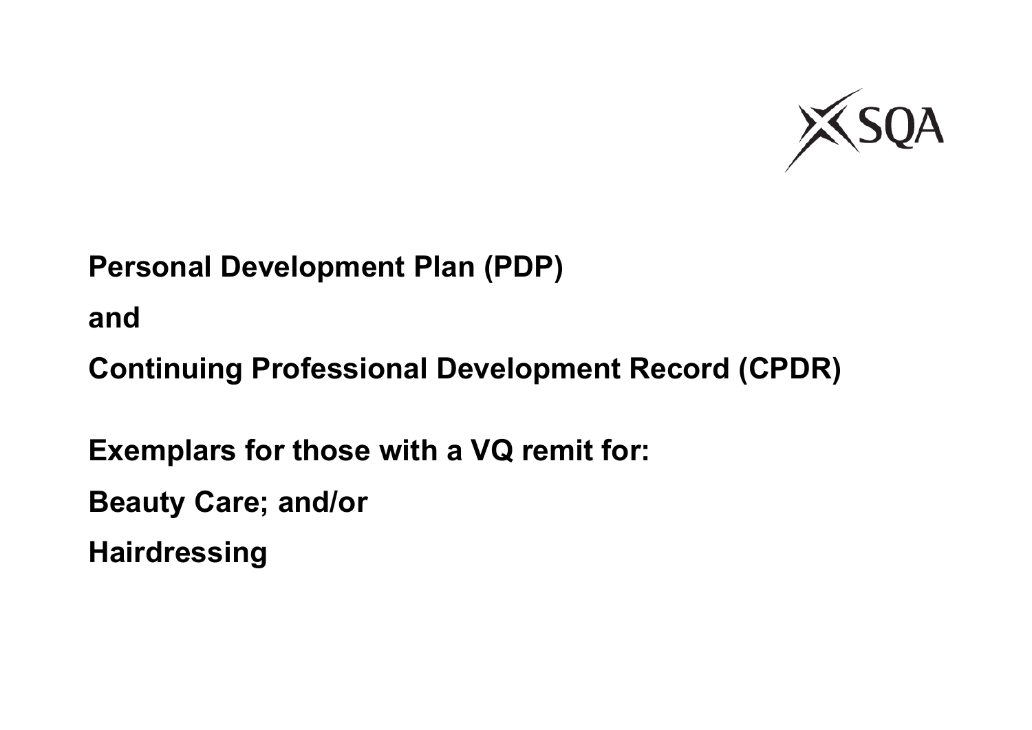SQA

# Personal Development Plan (PDP)

# and

# Continuing Professional Development Record (CPDR)

## Exemplars for those with a VQ remit for:

## Beauty Care; and/or

## Hairdressing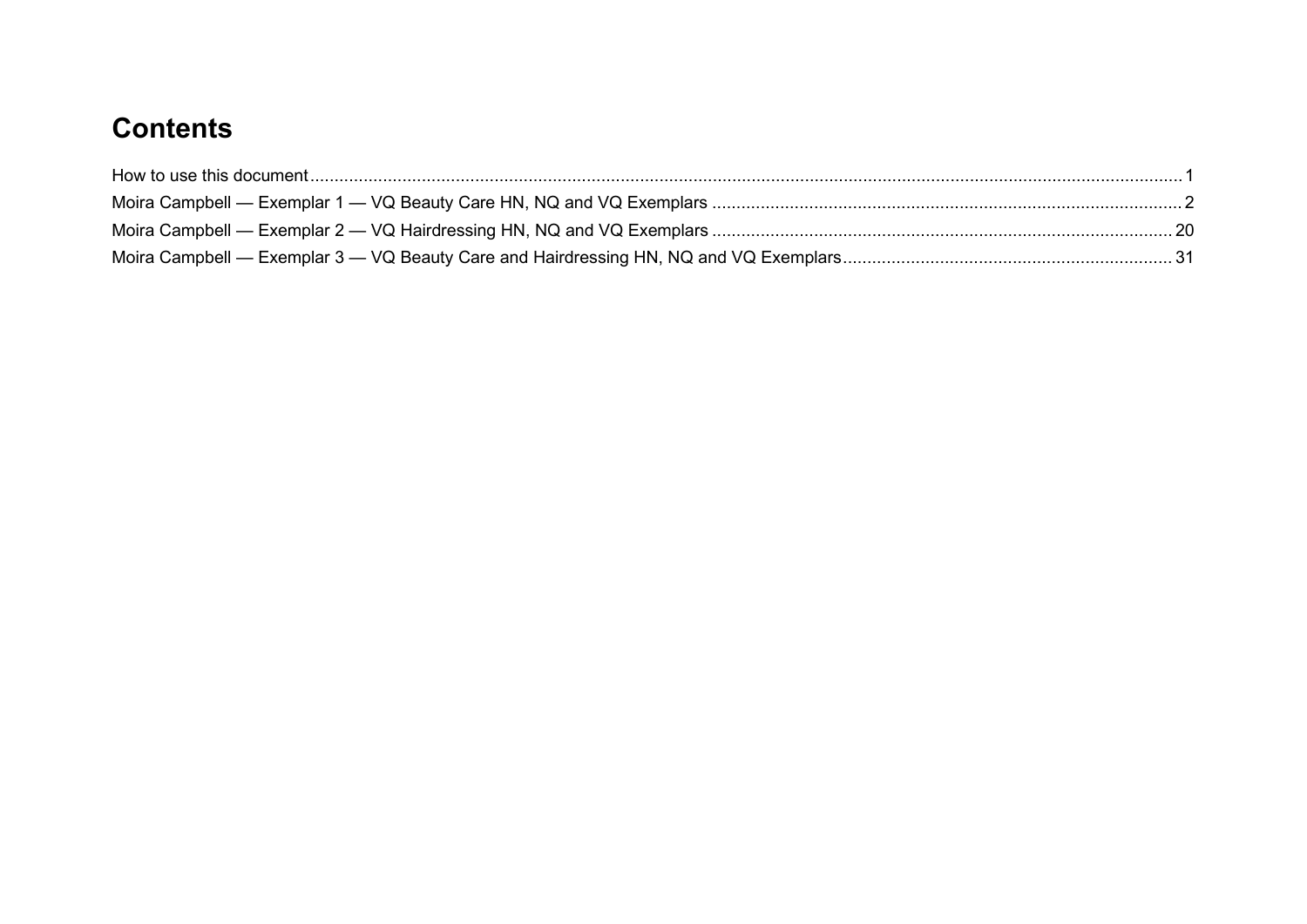# Contents

How to use this document ........................................................................ 1

Moira Campbell — Exemplar 1 — VQ Beauty Care HN, NQ and VQ Exemplars ........................................................................ 2

Moira Campbell — Exemplar 2 — VQ Hairdressing HN, NQ and VQ Exemplars ........................................................................ 20

Moira Campbell — Exemplar 3 — VQ Beauty Care and Hairdressing HN, NQ and VQ Exemplars ........................................................................ 31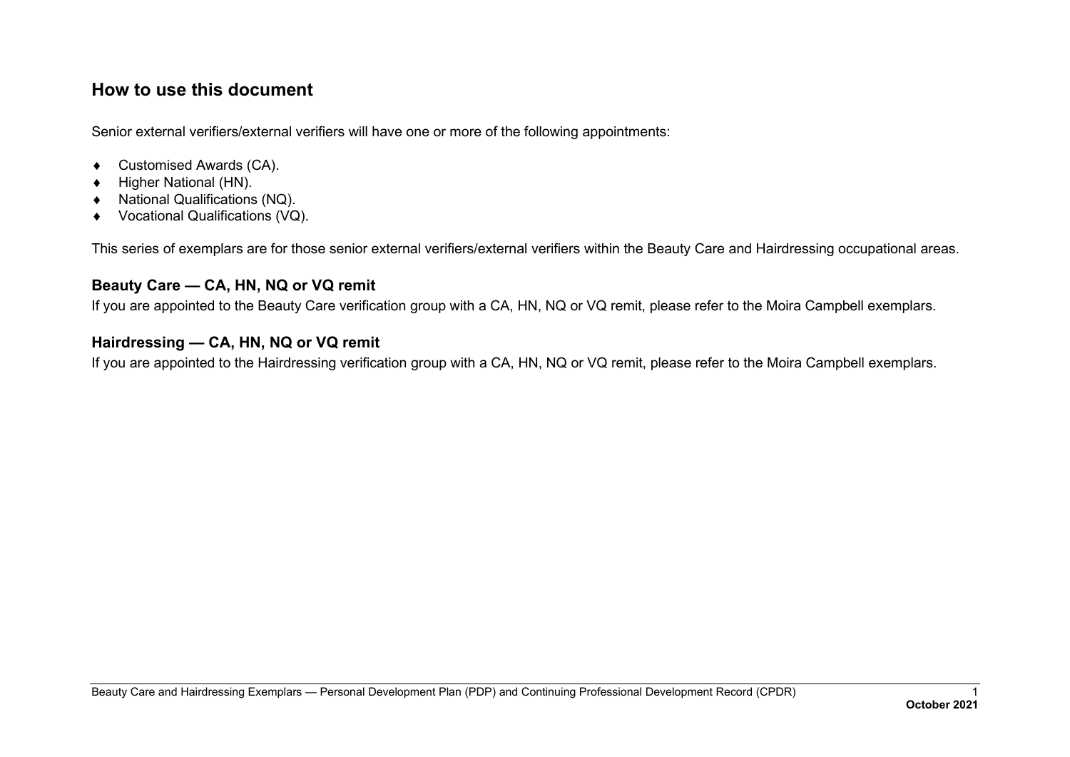## How to use this document

Senior external verifiers/external verifiers will have one or more of the following appointments:

- Customised Awards (CA).
- Higher National (HN).
- National Qualifications (NQ).
- Vocational Qualifications (VQ).

This series of exemplars are for those senior external verifiers/external verifiers within the Beauty Care and Hairdressing occupational areas.

### Beauty Care — CA, HN, NQ or VQ remit

If you are appointed to the Beauty Care verification group with a CA, HN, NQ or VQ remit, please refer to the Moira Campbell exemplars.

### Hairdressing — CA, HN, NQ or VQ remit

If you are appointed to the Hairdressing verification group with a CA, HN, NQ or VQ remit, please refer to the Moira Campbell exemplars.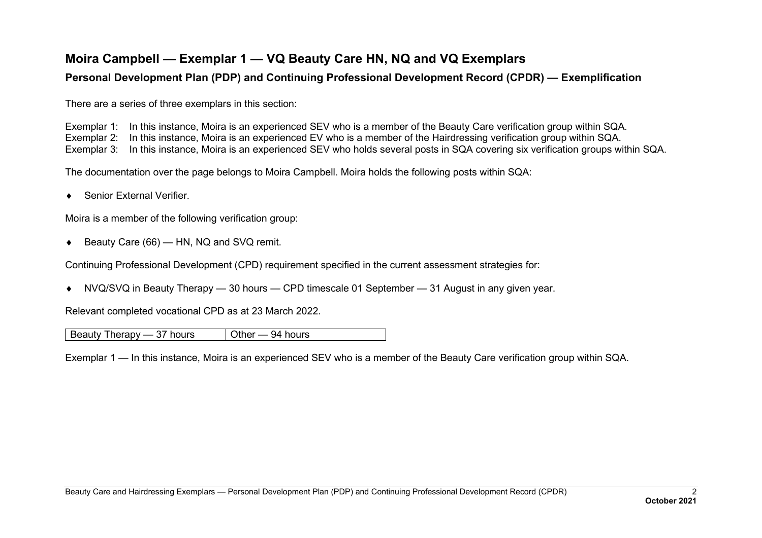## Moira Campbell — Exemplar 1 — VQ Beauty Care HN, NQ and VQ Exemplars

### Personal Development Plan (PDP) and Continuing Professional Development Record (CPDR) — Exemplification

There are a series of three exemplars in this section:

Exemplar 1: In this instance, Moira is an experienced SEV who is a member of the Beauty Care verification group within SQA.
Exemplar 2: In this instance, Moira is an experienced EV who is a member of the Hairdressing verification group within SQA.
Exemplar 3: In this instance, Moira is an experienced SEV who holds several posts in SQA covering six verification groups within SQA.

The documentation over the page belongs to Moira Campbell. Moira holds the following posts within SQA:

- Senior External Verifier.

Moira is a member of the following verification group:

- Beauty Care (66) — HN, NQ and SVQ remit.

Continuing Professional Development (CPD) requirement specified in the current assessment strategies for:

- NVQ/SVQ in Beauty Therapy — 30 hours — CPD timescale 01 September — 31 August in any given year.

Relevant completed vocational CPD as at 23 March 2022.

| Beauty Therapy — 37 hours | Other — 94 hours |
|---|---|

Exemplar 1 — In this instance, Moira is an experienced SEV who is a member of the Beauty Care verification group within SQA.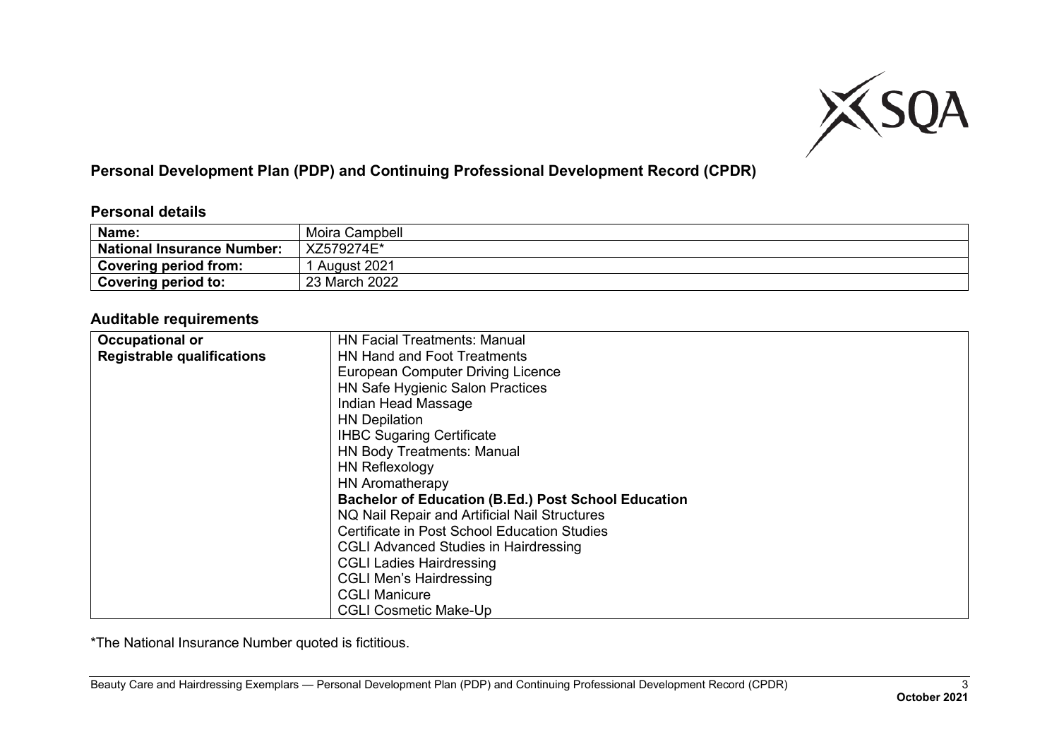**Personal Development Plan (PDP) and Continuing Professional Development Record (CPDR)**

## Personal details

| Name: | Moira Campbell |
|---|---|
| **National Insurance Number:** | XZ579274E* |
| **Covering period from:** | 1 August 2021 |
| **Covering period to:** | 23 March 2022 |

## Auditable requirements

| Occupational or Registrable qualifications | HN Facial Treatments: Manual<br>HN Hand and Foot Treatments<br>European Computer Driving Licence<br>HN Safe Hygienic Salon Practices<br>Indian Head Massage<br>HN Depilation<br>IHBC Sugaring Certificate<br>HN Body Treatments: Manual<br>HN Reflexology<br>HN Aromatherapy<br>**Bachelor of Education (B.Ed.) Post School Education**<br>NQ Nail Repair and Artificial Nail Structures<br>Certificate in Post School Education Studies<br>CGLI Advanced Studies in Hairdressing<br>CGLI Ladies Hairdressing<br>CGLI Men's Hairdressing<br>CGLI Manicure<br>CGLI Cosmetic Make-Up |
|---|---|

*The National Insurance Number quoted is fictitious.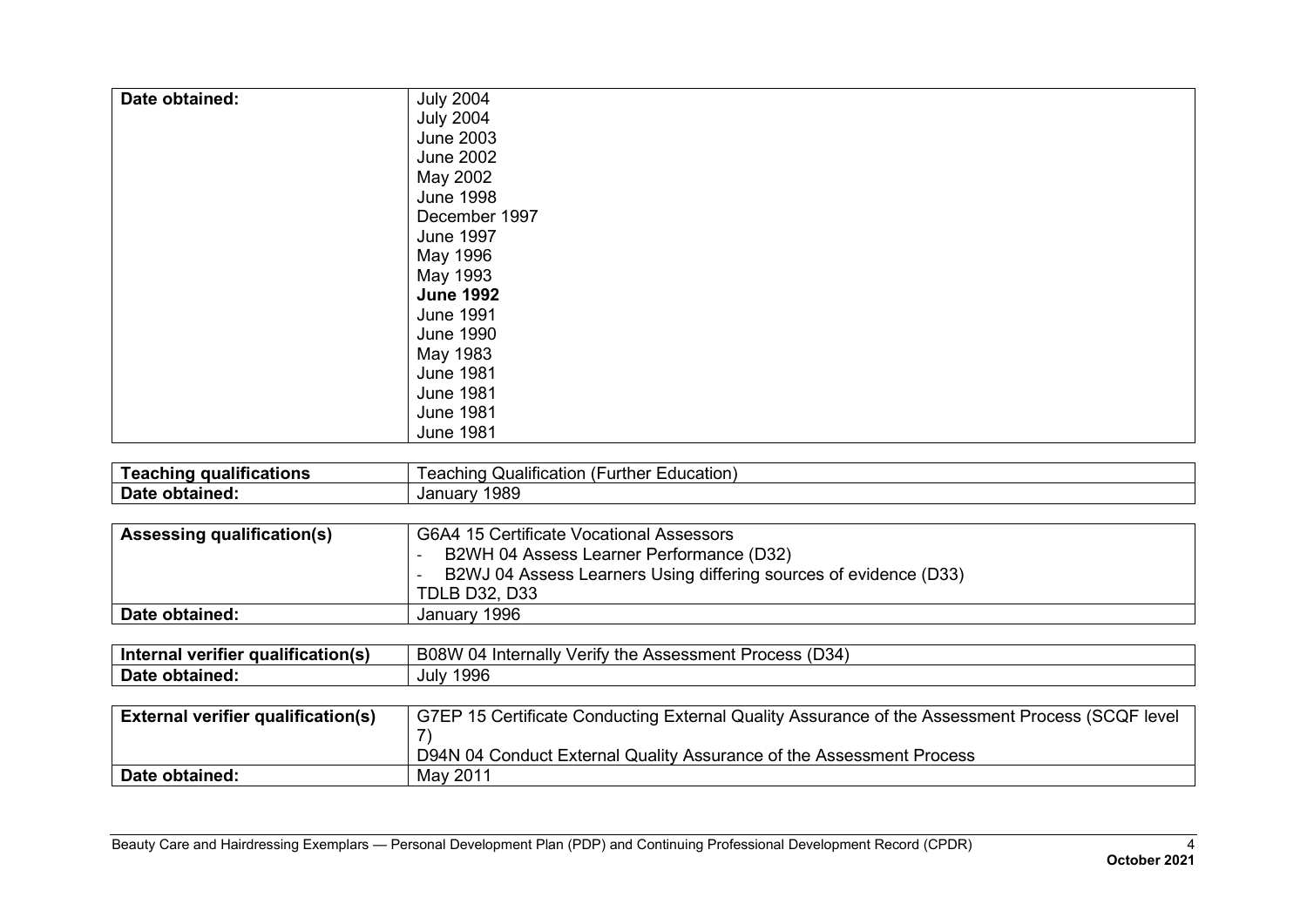| **Date obtained:** | July 2004<br>July 2004<br>June 2003<br>June 2002<br>May 2002<br>June 1998<br>December 1997<br>June 1997<br>May 1996<br>May 1993<br>**June 1992**<br>June 1991<br>June 1990<br>May 1983<br>June 1981<br>June 1981<br>June 1981<br>June 1981 |
|---|---|

| **Teaching qualifications** | Teaching Qualification (Further Education) |
|---|---|
| **Date obtained:** | January 1989 |

| **Assessing qualification(s)** | G6A4 15 Certificate Vocational Assessors<br>- B2WH 04 Assess Learner Performance (D32)<br>- B2WJ 04 Assess Learners Using differing sources of evidence (D33)<br>TDLB D32, D33 |
|---|---|
| **Date obtained:** | January 1996 |

| **Internal verifier qualification(s)** | B08W 04 Internally Verify the Assessment Process (D34) |
|---|---|
| **Date obtained:** | July 1996 |

| **External verifier qualification(s)** | G7EP 15 Certificate Conducting External Quality Assurance of the Assessment Process (SCQF level 7)<br>D94N 04 Conduct External Quality Assurance of the Assessment Process |
|---|---|
| **Date obtained:** | May 2011 |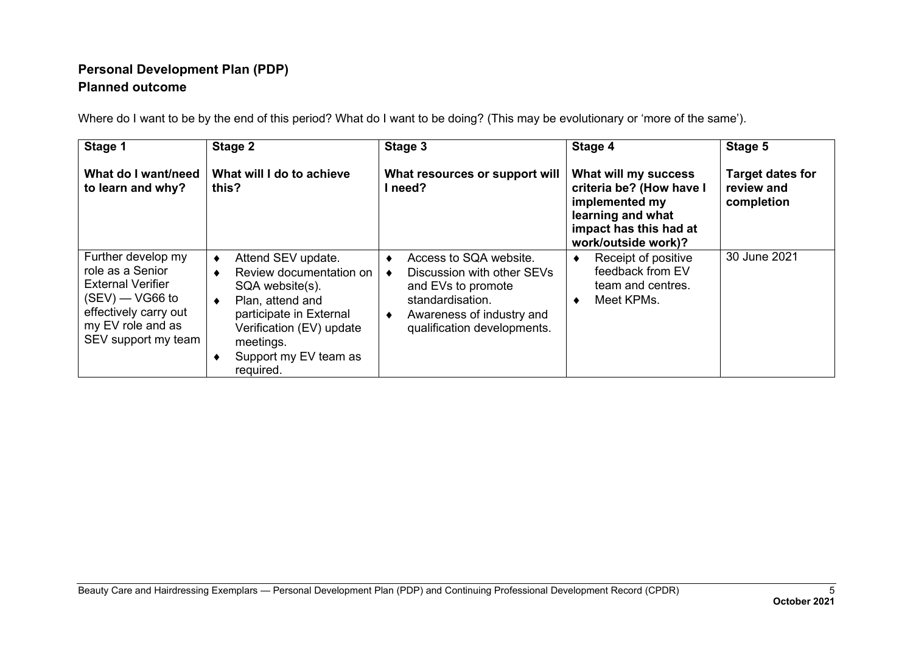**Personal Development Plan (PDP)**
**Planned outcome**

Where do I want to be by the end of this period? What do I want to be doing? (This may be evolutionary or 'more of the same').

| Stage 1<br><br>What do I want/need to learn and why? | Stage 2<br><br>What will I do to achieve this? | Stage 3<br><br>What resources or support will I need? | Stage 4<br><br>What will my success criteria be? (How have I implemented my learning and what impact has this had at work/outside work)? | Stage 5<br><br>Target dates for review and completion |
|---|---|---|---|---|
| Further develop my role as a Senior External Verifier (SEV) — VG66 to effectively carry out my EV role and as SEV support my team | ♦ Attend SEV update.<br>♦ Review documentation on SQA website(s).<br>♦ Plan, attend and participate in External Verification (EV) update meetings.<br>♦ Support my EV team as required. | ♦ Access to SQA website.<br>♦ Discussion with other SEVs and EVs to promote standardisation.<br>♦ Awareness of industry and qualification developments. | ♦ Receipt of positive feedback from EV team and centres.<br>♦ Meet KPMs. | 30 June 2021 |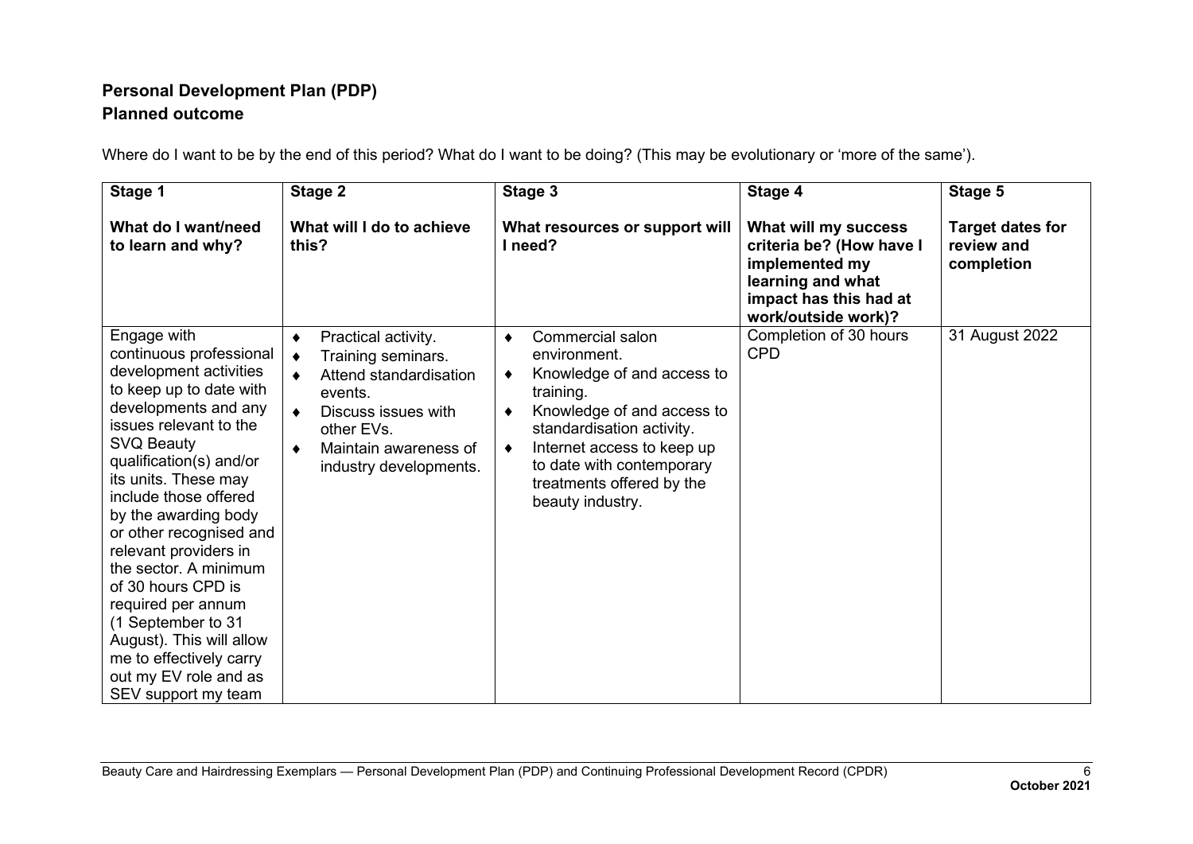## Personal Development Plan (PDP)

## Planned outcome

Where do I want to be by the end of this period? What do I want to be doing? (This may be evolutionary or 'more of the same').

| Stage 1<br><br>**What do I want/need to learn and why?** | Stage 2<br><br>**What will I do to achieve this?** | Stage 3<br><br>**What resources or support will I need?** | Stage 4<br><br>**What will my success criteria be? (How have I implemented my learning and what impact has this had at work/outside work)?** | Stage 5<br><br>**Target dates for review and completion** |
|---|---|---|---|---|
| Engage with continuous professional development activities to keep up to date with developments and any issues relevant to the SVQ Beauty qualification(s) and/or its units. These may include those offered by the awarding body or other recognised and relevant providers in the sector. A minimum of 30 hours CPD is required per annum (1 September to 31 August). This will allow me to effectively carry out my EV role and as SEV support my team | ♦ Practical activity.<br>♦ Training seminars.<br>♦ Attend standardisation events.<br>♦ Discuss issues with other EVs.<br>♦ Maintain awareness of industry developments. | ♦ Commercial salon environment.<br>♦ Knowledge of and access to training.<br>♦ Knowledge of and access to standardisation activity.<br>♦ Internet access to keep up to date with contemporary treatments offered by the beauty industry. | Completion of 30 hours CPD | 31 August 2022 |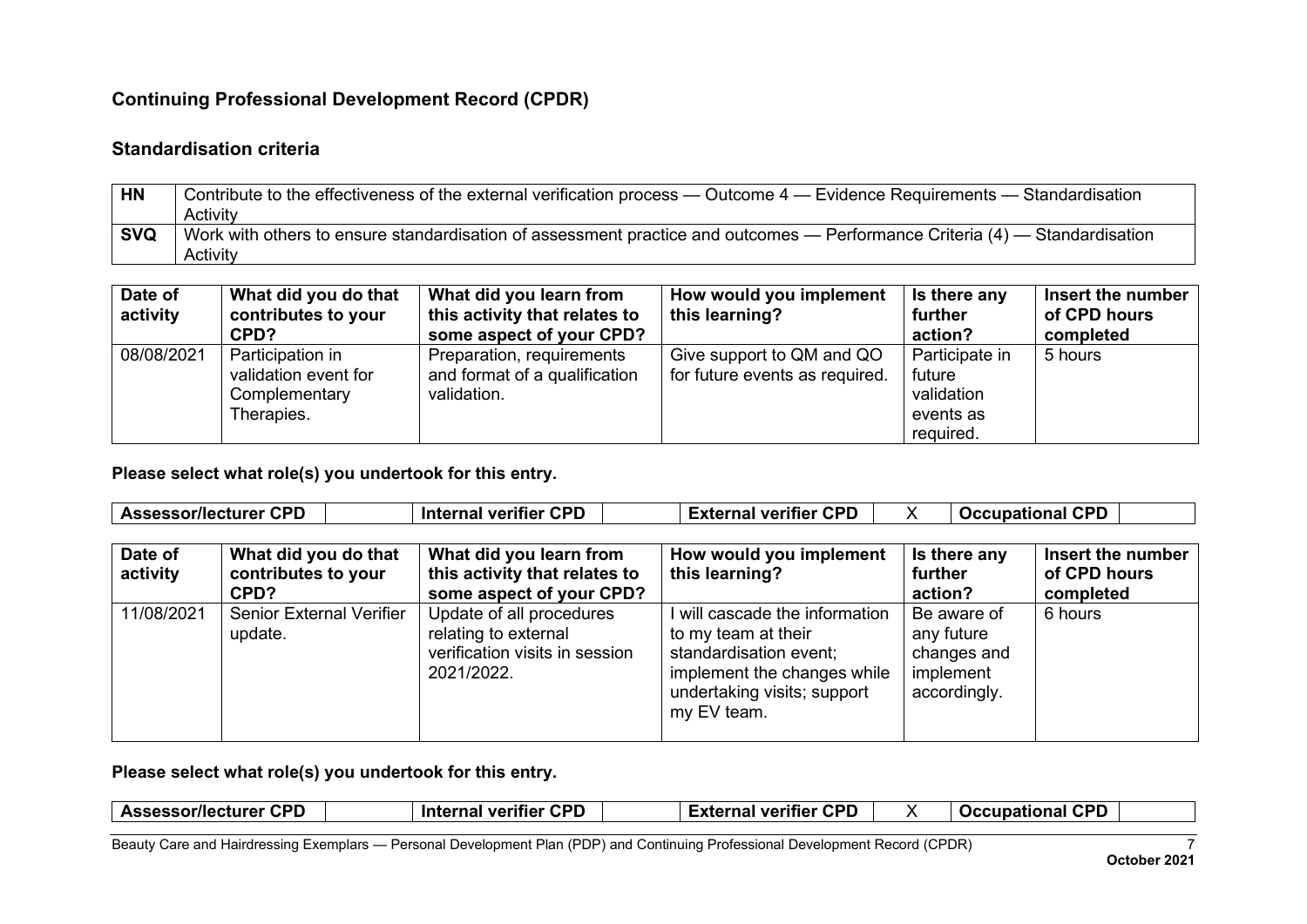## Continuing Professional Development Record (CPDR)

### Standardisation criteria

| | |
|---|---|
| **HN** | Contribute to the effectiveness of the external verification process — Outcome 4 — Evidence Requirements — Standardisation Activity |
| **SVQ** | Work with others to ensure standardisation of assessment practice and outcomes — Performance Criteria (4) — Standardisation Activity |

| Date of activity | What did you do that contributes to your CPD? | What did you learn from this activity that relates to some aspect of your CPD? | How would you implement this learning? | Is there any further action? | Insert the number of CPD hours completed |
|---|---|---|---|---|---|
| 08/08/2021 | Participation in validation event for Complementary Therapies. | Preparation, requirements and format of a qualification validation. | Give support to QM and QO for future events as required. | Participate in future validation events as required. | 5 hours |

**Please select what role(s) you undertook for this entry.**

| Assessor/lecturer CPD | | Internal verifier CPD | | External verifier CPD | X | Occupational CPD | |
|---|---|---|---|---|---|---|---|

| Date of activity | What did you do that contributes to your CPD? | What did you learn from this activity that relates to some aspect of your CPD? | How would you implement this learning? | Is there any further action? | Insert the number of CPD hours completed |
|---|---|---|---|---|---|
| 11/08/2021 | Senior External Verifier update. | Update of all procedures relating to external verification visits in session 2021/2022. | I will cascade the information to my team at their standardisation event; implement the changes while undertaking visits; support my EV team. | Be aware of any future changes and implement accordingly. | 6 hours |

**Please select what role(s) you undertook for this entry.**

| Assessor/lecturer CPD | | Internal verifier CPD | | External verifier CPD | X | Occupational CPD | |
|---|---|---|---|---|---|---|---|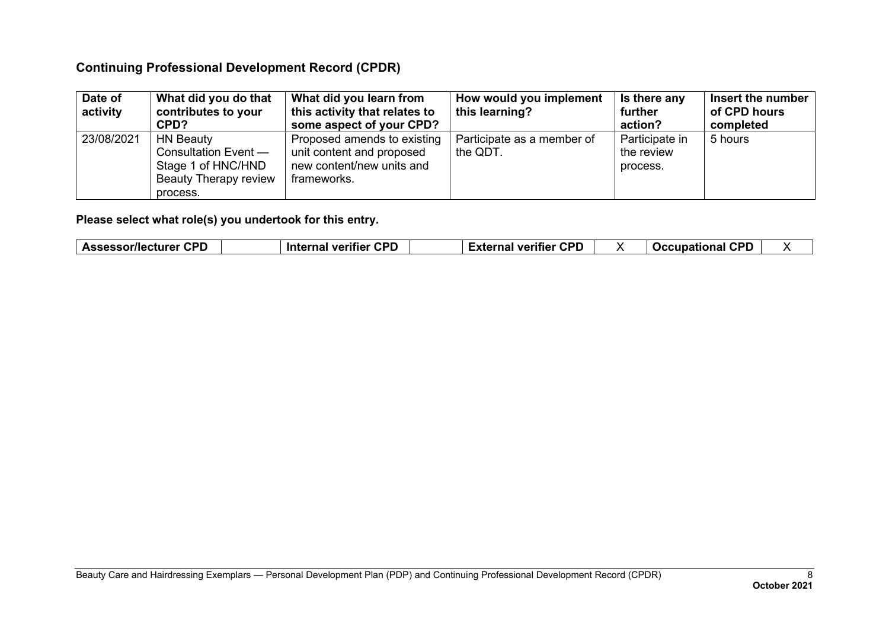## Continuing Professional Development Record (CPDR)

| Date of activity | What did you do that contributes to your CPD? | What did you learn from this activity that relates to some aspect of your CPD? | How would you implement this learning? | Is there any further action? | Insert the number of CPD hours completed |
|---|---|---|---|---|---|
| 23/08/2021 | HN Beauty Consultation Event — Stage 1 of HNC/HND Beauty Therapy review process. | Proposed amends to existing unit content and proposed new content/new units and frameworks. | Participate as a member of the QDT. | Participate in the review process. | 5 hours |

**Please select what role(s) you undertook for this entry.**

| Assessor/lecturer CPD | | Internal verifier CPD | | External verifier CPD | X | Occupational CPD | X |
|---|---|---|---|---|---|---|---|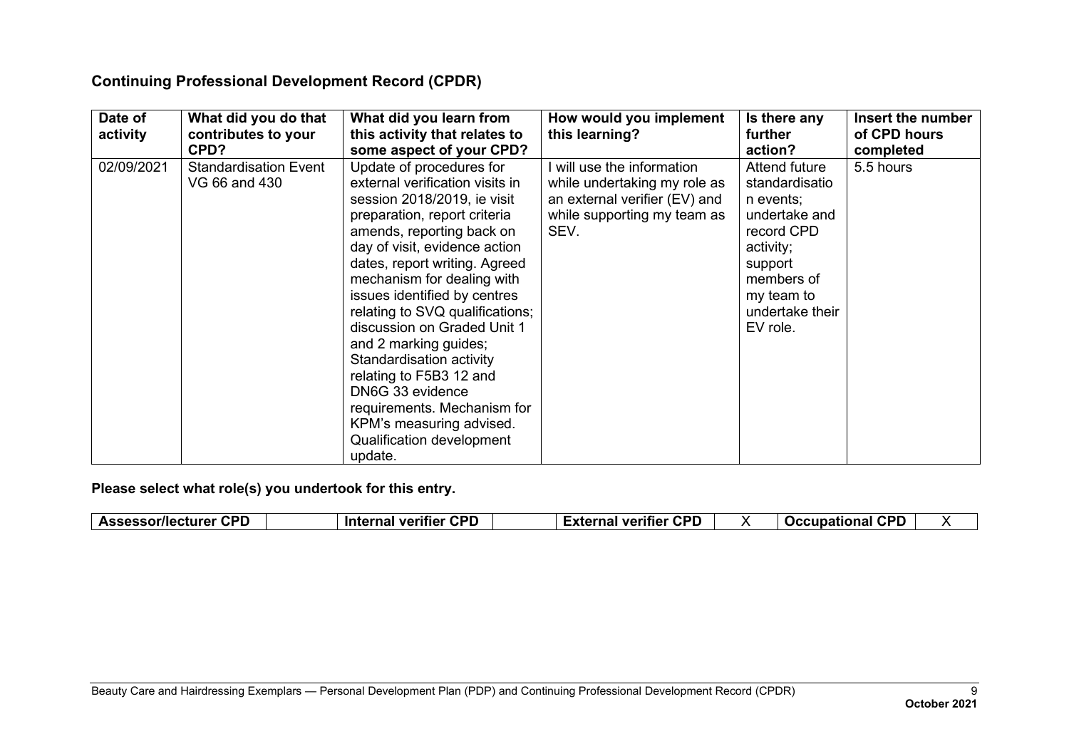## Continuing Professional Development Record (CPDR)

| Date of activity | What did you do that contributes to your CPD? | What did you learn from this activity that relates to some aspect of your CPD? | How would you implement this learning? | Is there any further action? | Insert the number of CPD hours completed |
|---|---|---|---|---|---|
| 02/09/2021 | Standardisation Event VG 66 and 430 | Update of procedures for external verification visits in session 2018/2019, ie visit preparation, report criteria amends, reporting back on day of visit, evidence action dates, report writing. Agreed mechanism for dealing with issues identified by centres relating to SVQ qualifications; discussion on Graded Unit 1 and 2 marking guides; Standardisation activity relating to F5B3 12 and DN6G 33 evidence requirements. Mechanism for KPM's measuring advised. Qualification development update. | I will use the information while undertaking my role as an external verifier (EV) and while supporting my team as SEV. | Attend future standardisation events; undertake and record CPD activity; support members of my team to undertake their EV role. | 5.5 hours |

**Please select what role(s) you undertook for this entry.**

| Assessor/lecturer CPD | | Internal verifier CPD | | External verifier CPD | X | Occupational CPD | X |
|---|---|---|---|---|---|---|---|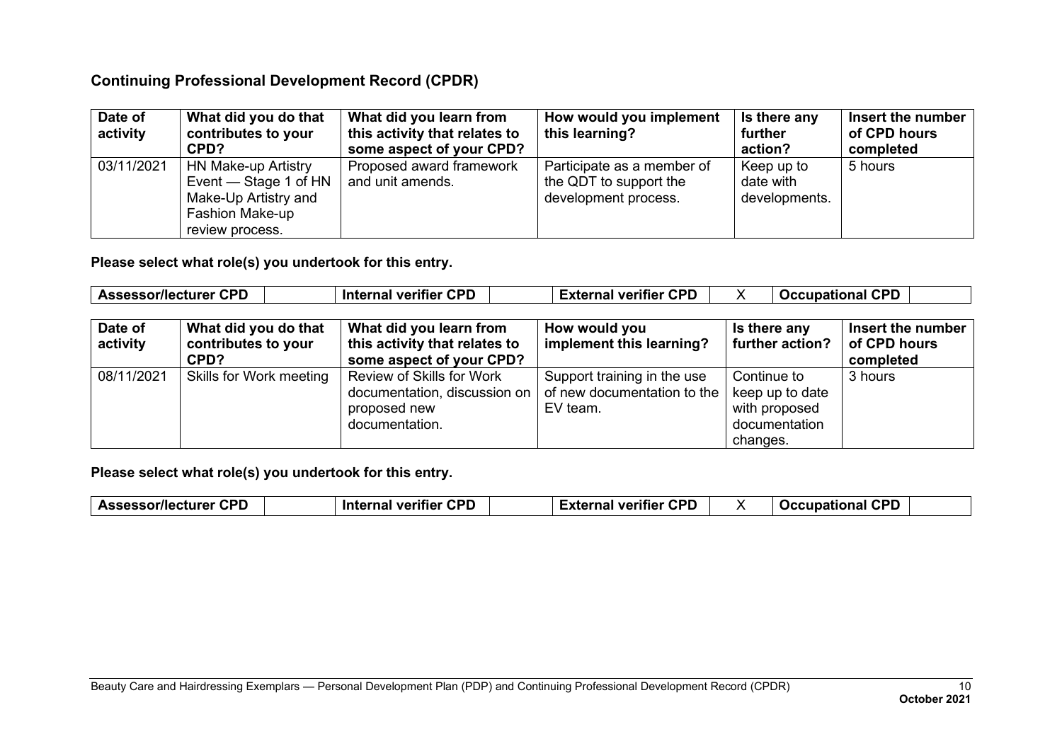## Continuing Professional Development Record (CPDR)

| Date of activity | What did you do that contributes to your CPD? | What did you learn from this activity that relates to some aspect of your CPD? | How would you implement this learning? | Is there any further action? | Insert the number of CPD hours completed |
|---|---|---|---|---|---|
| 03/11/2021 | HN Make-up Artistry Event — Stage 1 of HN Make-Up Artistry and Fashion Make-up review process. | Proposed award framework and unit amends. | Participate as a member of the QDT to support the development process. | Keep up to date with developments. | 5 hours |

**Please select what role(s) you undertook for this entry.**

| Assessor/lecturer CPD | | Internal verifier CPD | | External verifier CPD | X | Occupational CPD | |
|---|---|---|---|---|---|---|---|

| Date of activity | What did you do that contributes to your CPD? | What did you learn from this activity that relates to some aspect of your CPD? | How would you implement this learning? | Is there any further action? | Insert the number of CPD hours completed |
|---|---|---|---|---|---|
| 08/11/2021 | Skills for Work meeting | Review of Skills for Work documentation, discussion on proposed new documentation. | Support training in the use of new documentation to the EV team. | Continue to keep up to date with proposed documentation changes. | 3 hours |

**Please select what role(s) you undertook for this entry.**

| Assessor/lecturer CPD | | Internal verifier CPD | | External verifier CPD | X | Occupational CPD | |
|---|---|---|---|---|---|---|---|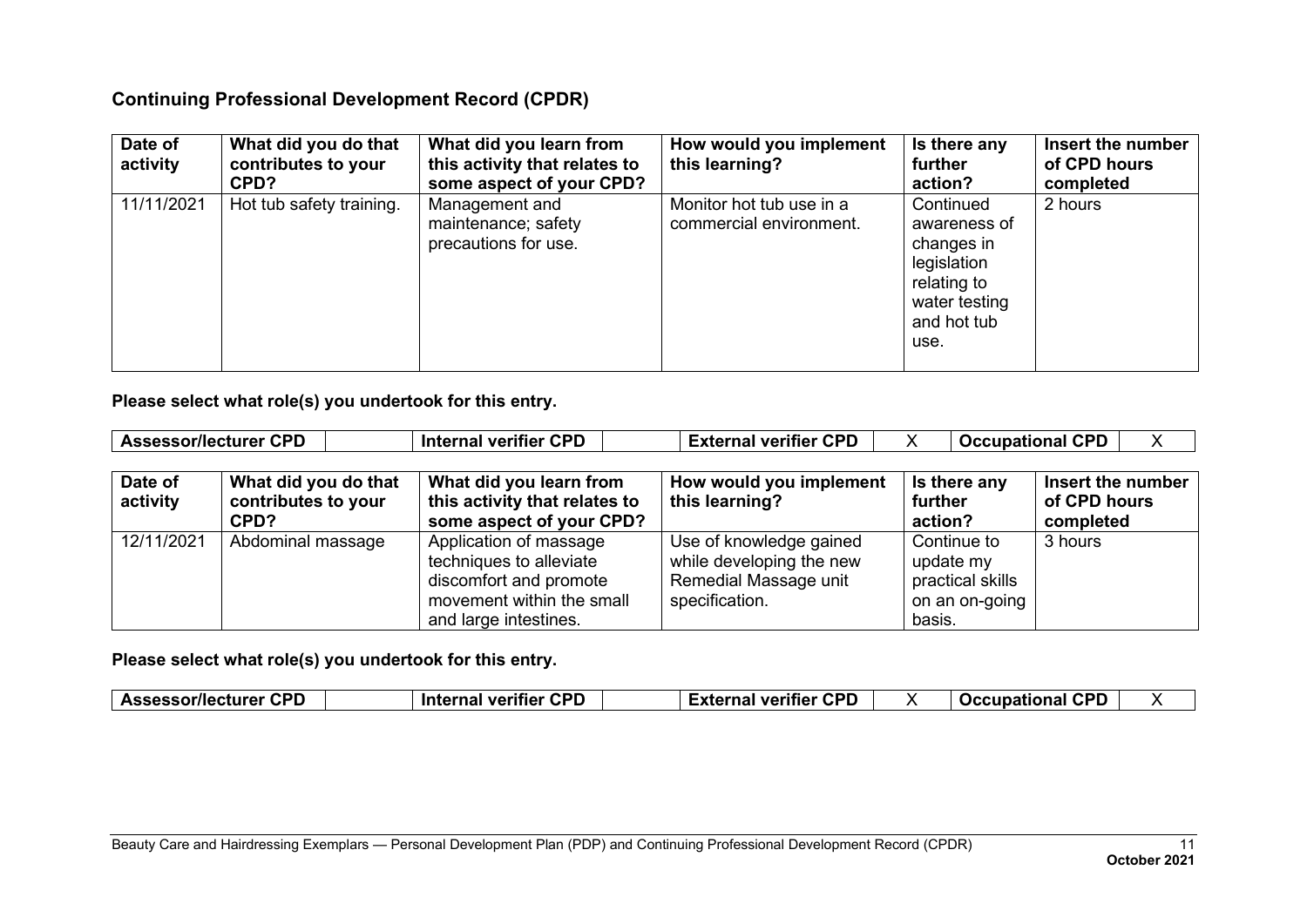## Continuing Professional Development Record (CPDR)

| Date of activity | What did you do that contributes to your CPD? | What did you learn from this activity that relates to some aspect of your CPD? | How would you implement this learning? | Is there any further action? | Insert the number of CPD hours completed |
|---|---|---|---|---|---|
| 11/11/2021 | Hot tub safety training. | Management and maintenance; safety precautions for use. | Monitor hot tub use in a commercial environment. | Continued awareness of changes in legislation relating to water testing and hot tub use. | 2 hours |

**Please select what role(s) you undertook for this entry.**

| Assessor/lecturer CPD | | Internal verifier CPD | | External verifier CPD | X | Occupational CPD | X |
|---|---|---|---|---|---|---|---|

| Date of activity | What did you do that contributes to your CPD? | What did you learn from this activity that relates to some aspect of your CPD? | How would you implement this learning? | Is there any further action? | Insert the number of CPD hours completed |
|---|---|---|---|---|---|
| 12/11/2021 | Abdominal massage | Application of massage techniques to alleviate discomfort and promote movement within the small and large intestines. | Use of knowledge gained while developing the new Remedial Massage unit specification. | Continue to update my practical skills on an on-going basis. | 3 hours |

**Please select what role(s) you undertook for this entry.**

| Assessor/lecturer CPD | | Internal verifier CPD | | External verifier CPD | X | Occupational CPD | X |
|---|---|---|---|---|---|---|---|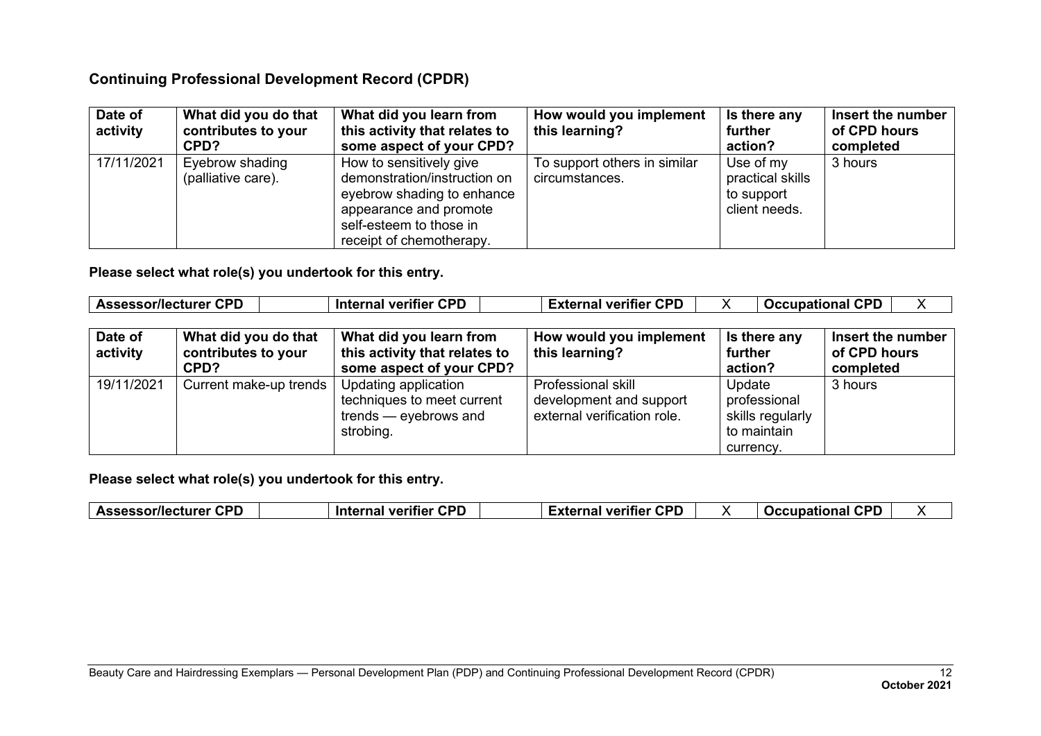## Continuing Professional Development Record (CPDR)

| Date of activity | What did you do that contributes to your CPD? | What did you learn from this activity that relates to some aspect of your CPD? | How would you implement this learning? | Is there any further action? | Insert the number of CPD hours completed |
|---|---|---|---|---|---|
| 17/11/2021 | Eyebrow shading (palliative care). | How to sensitively give demonstration/instruction on eyebrow shading to enhance appearance and promote self-esteem to those in receipt of chemotherapy. | To support others in similar circumstances. | Use of my practical skills to support client needs. | 3 hours |

**Please select what role(s) you undertook for this entry.**

| Assessor/lecturer CPD | | Internal verifier CPD | | External verifier CPD | X | Occupational CPD | X |
|---|---|---|---|---|---|---|---|

| Date of activity | What did you do that contributes to your CPD? | What did you learn from this activity that relates to some aspect of your CPD? | How would you implement this learning? | Is there any further action? | Insert the number of CPD hours completed |
|---|---|---|---|---|---|
| 19/11/2021 | Current make-up trends | Updating application techniques to meet current trends — eyebrows and strobing. | Professional skill development and support external verification role. | Update professional skills regularly to maintain currency. | 3 hours |

**Please select what role(s) you undertook for this entry.**

| Assessor/lecturer CPD | | Internal verifier CPD | | External verifier CPD | X | Occupational CPD | X |
|---|---|---|---|---|---|---|---|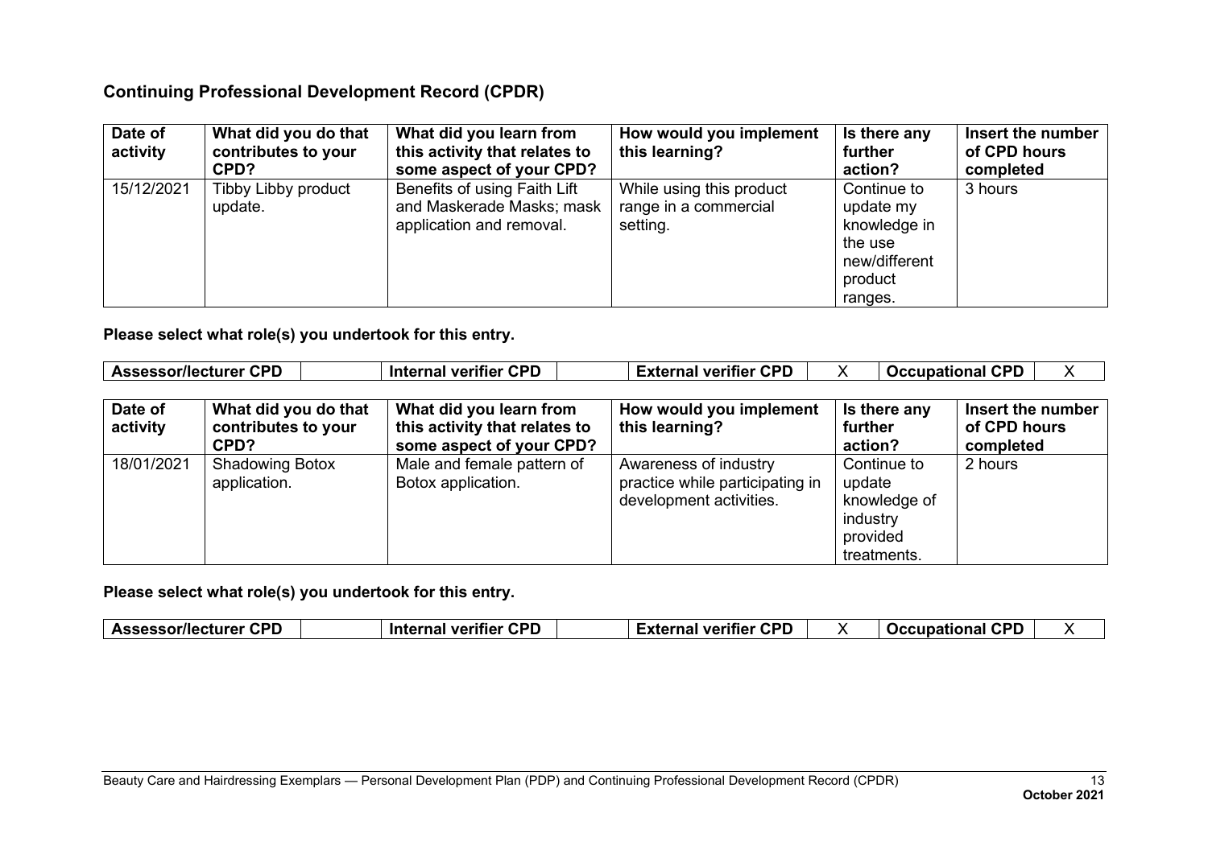## Continuing Professional Development Record (CPDR)

| Date of activity | What did you do that contributes to your CPD? | What did you learn from this activity that relates to some aspect of your CPD? | How would you implement this learning? | Is there any further action? | Insert the number of CPD hours completed |
|---|---|---|---|---|---|
| 15/12/2021 | Tibby Libby product update. | Benefits of using Faith Lift and Maskerade Masks; mask application and removal. | While using this product range in a commercial setting. | Continue to update my knowledge in the use new/different product ranges. | 3 hours |

**Please select what role(s) you undertook for this entry.**

| Assessor/lecturer CPD | | Internal verifier CPD | | External verifier CPD | X | Occupational CPD | X |
|---|---|---|---|---|---|---|---|

| Date of activity | What did you do that contributes to your CPD? | What did you learn from this activity that relates to some aspect of your CPD? | How would you implement this learning? | Is there any further action? | Insert the number of CPD hours completed |
|---|---|---|---|---|---|
| 18/01/2021 | Shadowing Botox application. | Male and female pattern of Botox application. | Awareness of industry practice while participating in development activities. | Continue to update knowledge of industry provided treatments. | 2 hours |

**Please select what role(s) you undertook for this entry.**

| Assessor/lecturer CPD | | Internal verifier CPD | | External verifier CPD | X | Occupational CPD | X |
|---|---|---|---|---|---|---|---|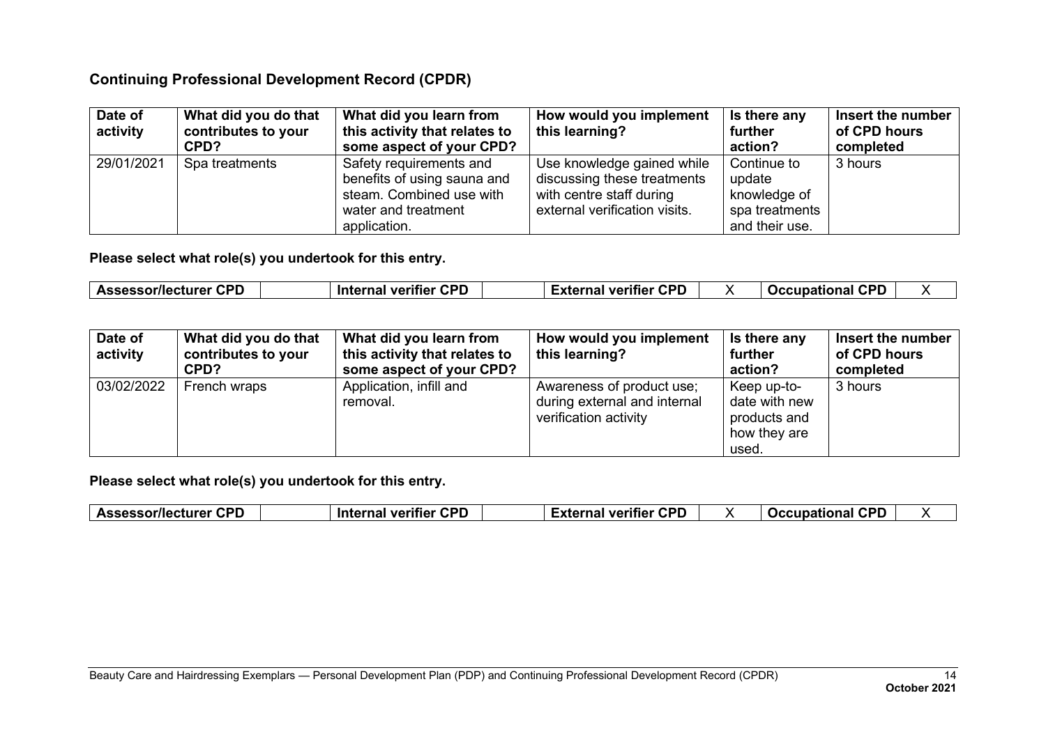## Continuing Professional Development Record (CPDR)

| Date of activity | What did you do that contributes to your CPD? | What did you learn from this activity that relates to some aspect of your CPD? | How would you implement this learning? | Is there any further action? | Insert the number of CPD hours completed |
|---|---|---|---|---|---|
| 29/01/2021 | Spa treatments | Safety requirements and benefits of using sauna and steam. Combined use with water and treatment application. | Use knowledge gained while discussing these treatments with centre staff during external verification visits. | Continue to update knowledge of spa treatments and their use. | 3 hours |

**Please select what role(s) you undertook for this entry.**

| Assessor/lecturer CPD | | Internal verifier CPD | | External verifier CPD | X | Occupational CPD | X |
|---|---|---|---|---|---|---|---|

| Date of activity | What did you do that contributes to your CPD? | What did you learn from this activity that relates to some aspect of your CPD? | How would you implement this learning? | Is there any further action? | Insert the number of CPD hours completed |
|---|---|---|---|---|---|
| 03/02/2022 | French wraps | Application, infill and removal. | Awareness of product use; during external and internal verification activity | Keep up-to-date with new products and how they are used. | 3 hours |

**Please select what role(s) you undertook for this entry.**

| Assessor/lecturer CPD | | Internal verifier CPD | | External verifier CPD | X | Occupational CPD | X |
|---|---|---|---|---|---|---|---|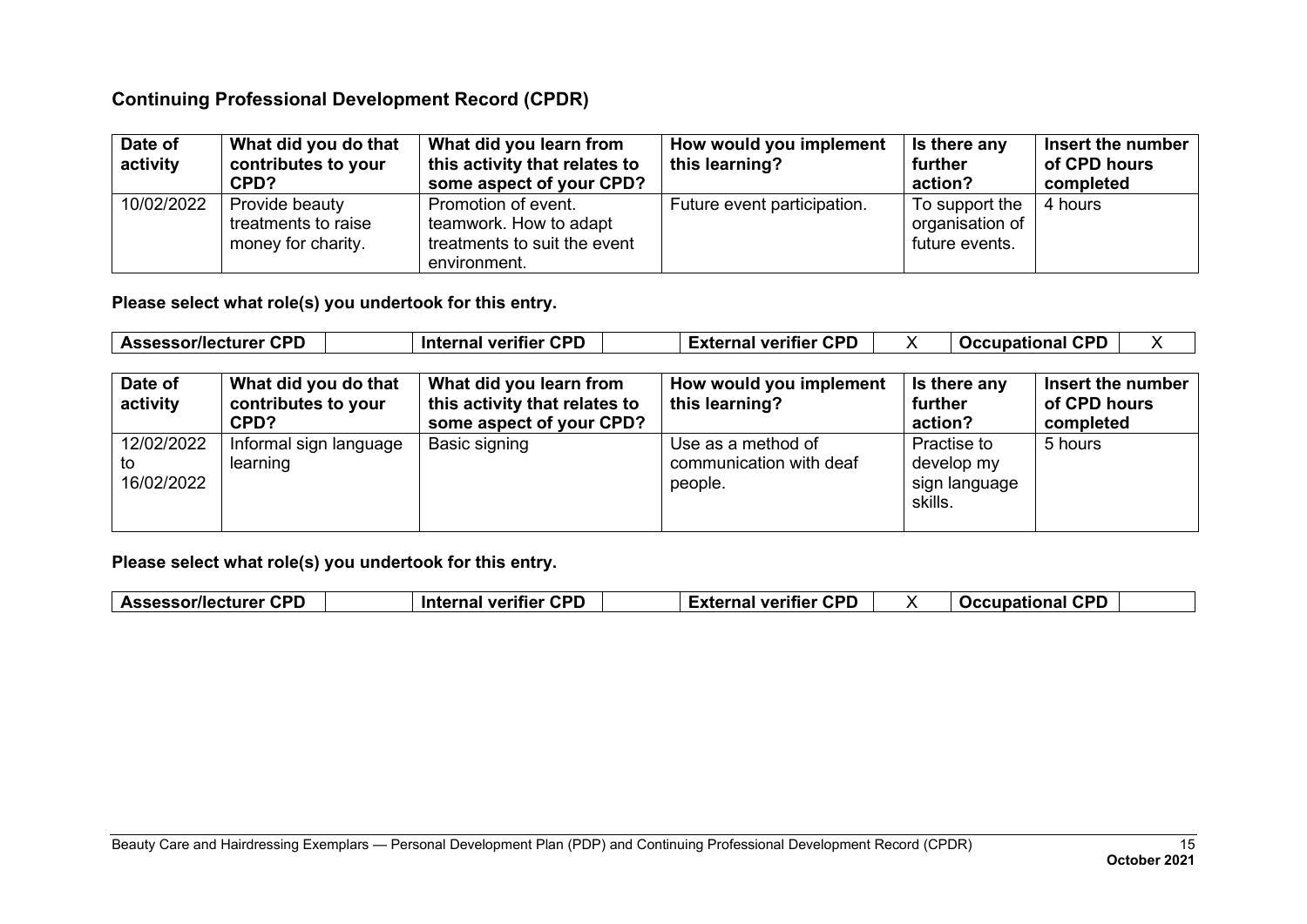## Continuing Professional Development Record (CPDR)

| Date of activity | What did you do that contributes to your CPD? | What did you learn from this activity that relates to some aspect of your CPD? | How would you implement this learning? | Is there any further action? | Insert the number of CPD hours completed |
|---|---|---|---|---|---|
| 10/02/2022 | Provide beauty treatments to raise money for charity. | Promotion of event. teamwork. How to adapt treatments to suit the event environment. | Future event participation. | To support the organisation of future events. | 4 hours |

**Please select what role(s) you undertook for this entry.**

| Assessor/lecturer CPD | | Internal verifier CPD | | External verifier CPD | X | Occupational CPD | X |
|---|---|---|---|---|---|---|---|

| Date of activity | What did you do that contributes to your CPD? | What did you learn from this activity that relates to some aspect of your CPD? | How would you implement this learning? | Is there any further action? | Insert the number of CPD hours completed |
|---|---|---|---|---|---|
| 12/02/2022 to 16/02/2022 | Informal sign language learning | Basic signing | Use as a method of communication with deaf people. | Practise to develop my sign language skills. | 5 hours |

**Please select what role(s) you undertook for this entry.**

| Assessor/lecturer CPD | | Internal verifier CPD | | External verifier CPD | X | Occupational CPD | |
|---|---|---|---|---|---|---|---|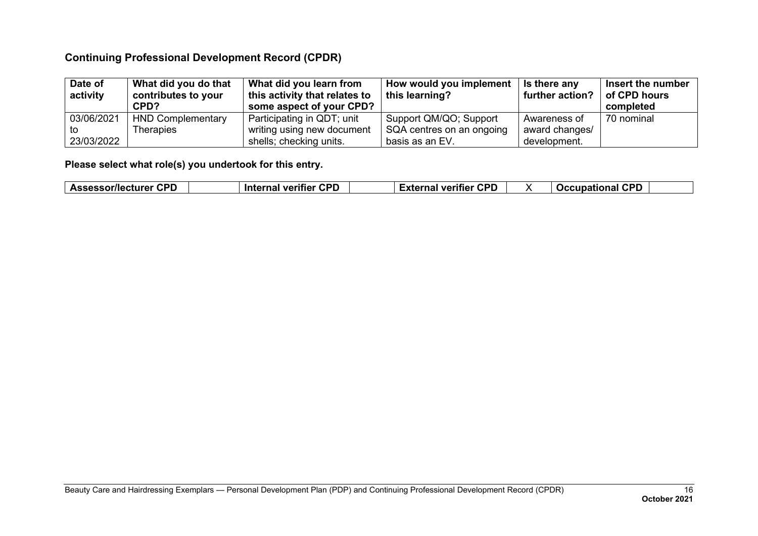## Continuing Professional Development Record (CPDR)

| Date of activity | What did you do that contributes to your CPD? | What did you learn from this activity that relates to some aspect of your CPD? | How would you implement this learning? | Is there any further action? | Insert the number of CPD hours completed |
|---|---|---|---|---|---|
| 03/06/2021 to 23/03/2022 | HND Complementary Therapies | Participating in QDT; unit writing using new document shells; checking units. | Support QM/QO; Support SQA centres on an ongoing basis as an EV. | Awareness of award changes/ development. | 70 nominal |

**Please select what role(s) you undertook for this entry.**

| Assessor/lecturer CPD | | Internal verifier CPD | | External verifier CPD | X | Occupational CPD | |
|---|---|---|---|---|---|---|---|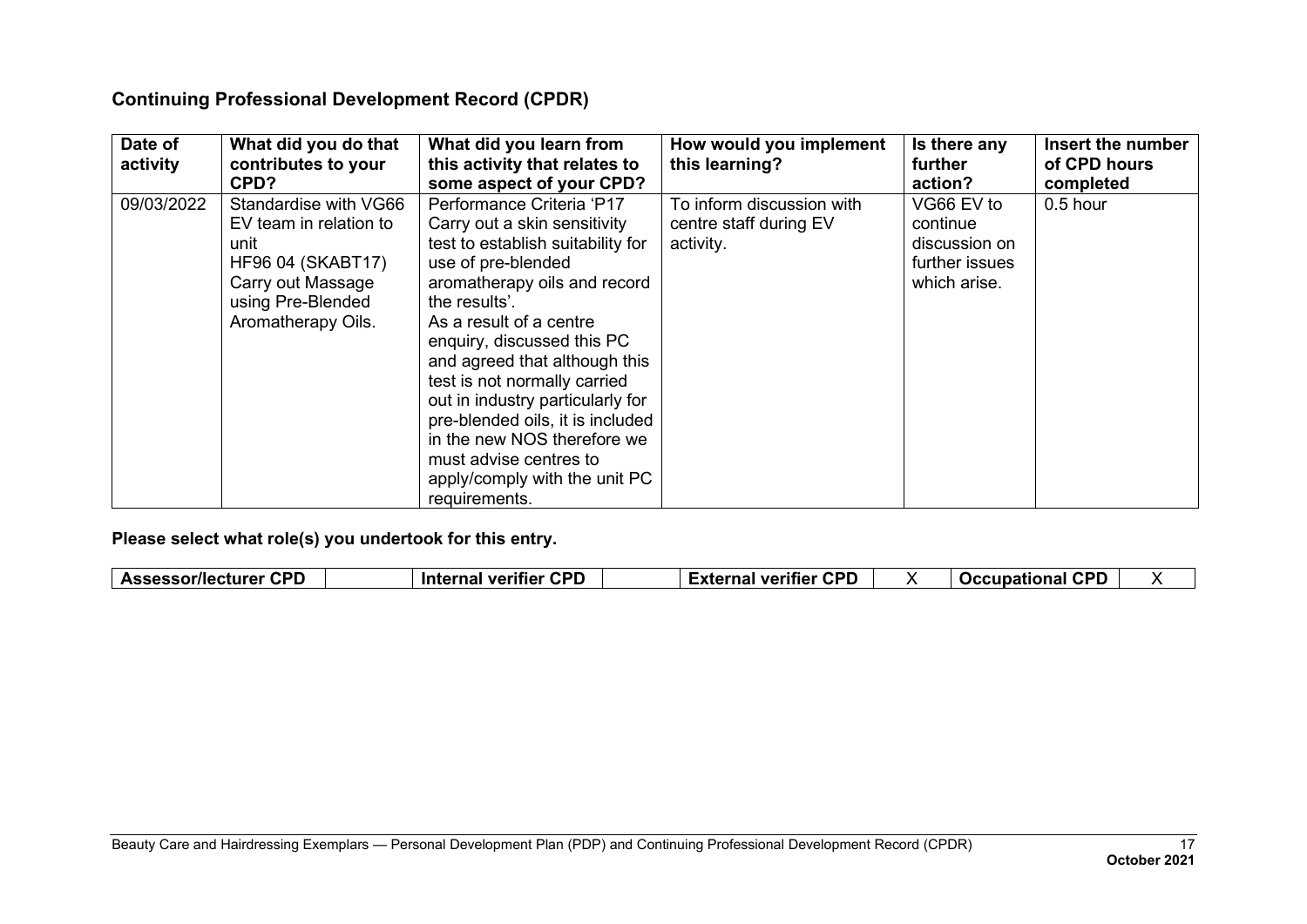## Continuing Professional Development Record (CPDR)

| Date of activity | What did you do that contributes to your CPD? | What did you learn from this activity that relates to some aspect of your CPD? | How would you implement this learning? | Is there any further action? | Insert the number of CPD hours completed |
|---|---|---|---|---|---|
| 09/03/2022 | Standardise with VG66 EV team in relation to unit HF96 04 (SKABT17) Carry out Massage using Pre-Blended Aromatherapy Oils. | Performance Criteria 'P17 Carry out a skin sensitivity test to establish suitability for use of pre-blended aromatherapy oils and record the results'. As a result of a centre enquiry, discussed this PC and agreed that although this test is not normally carried out in industry particularly for pre-blended oils, it is included in the new NOS therefore we must advise centres to apply/comply with the unit PC requirements. | To inform discussion with centre staff during EV activity. | VG66 EV to continue discussion on further issues which arise. | 0.5 hour |

**Please select what role(s) you undertook for this entry.**

| Assessor/lecturer CPD | | Internal verifier CPD | | External verifier CPD | X | Occupational CPD | X |
|---|---|---|---|---|---|---|---|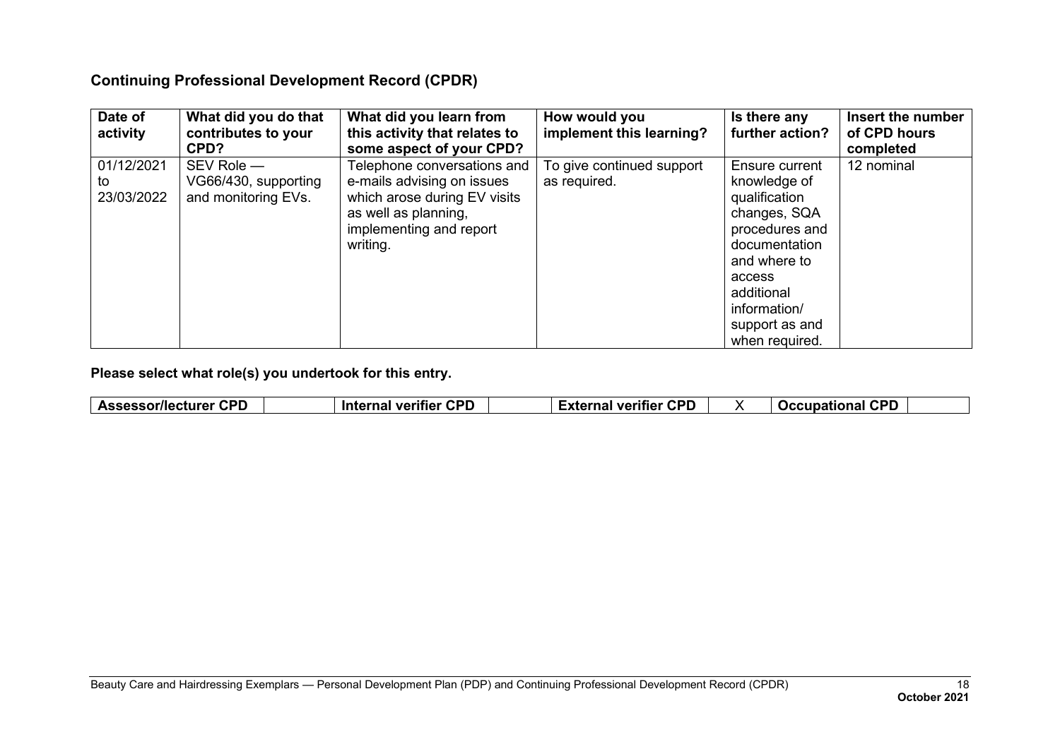## Continuing Professional Development Record (CPDR)

| Date of activity | What did you do that contributes to your CPD? | What did you learn from this activity that relates to some aspect of your CPD? | How would you implement this learning? | Is there any further action? | Insert the number of CPD hours completed |
|---|---|---|---|---|---|
| 01/12/2021 to 23/03/2022 | SEV Role — VG66/430, supporting and monitoring EVs. | Telephone conversations and e-mails advising on issues which arose during EV visits as well as planning, implementing and report writing. | To give continued support as required. | Ensure current knowledge of qualification changes, SQA procedures and documentation and where to access additional information/ support as and when required. | 12 nominal |

**Please select what role(s) you undertook for this entry.**

| Assessor/lecturer CPD | | Internal verifier CPD | | External verifier CPD | X | Occupational CPD | |
|---|---|---|---|---|---|---|---|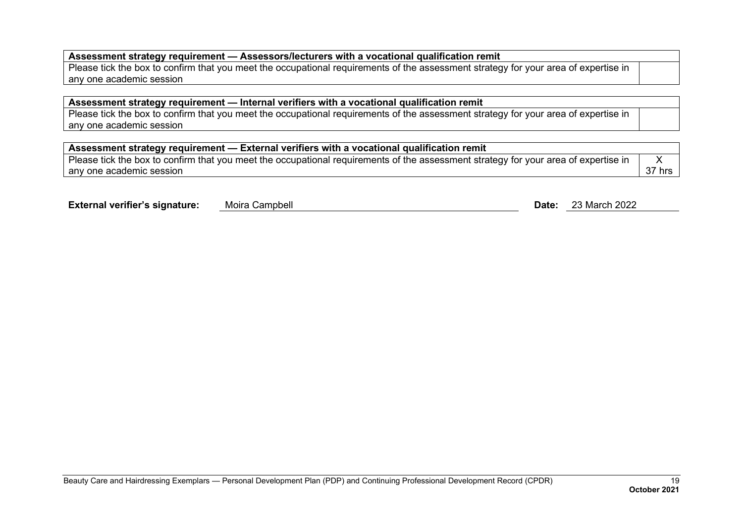| Assessment strategy requirement — Assessors/lecturers with a vocational qualification remit | |
|---|---|
| Please tick the box to confirm that you meet the occupational requirements of the assessment strategy for your area of expertise in any one academic session | |

| Assessment strategy requirement — Internal verifiers with a vocational qualification remit | |
|---|---|
| Please tick the box to confirm that you meet the occupational requirements of the assessment strategy for your area of expertise in any one academic session | |

| Assessment strategy requirement — External verifiers with a vocational qualification remit | |
|---|---|
| Please tick the box to confirm that you meet the occupational requirements of the assessment strategy for your area of expertise in any one academic session | X 37 hrs |

**External verifier's signature:** Moira Campbell **Date:** 23 March 2022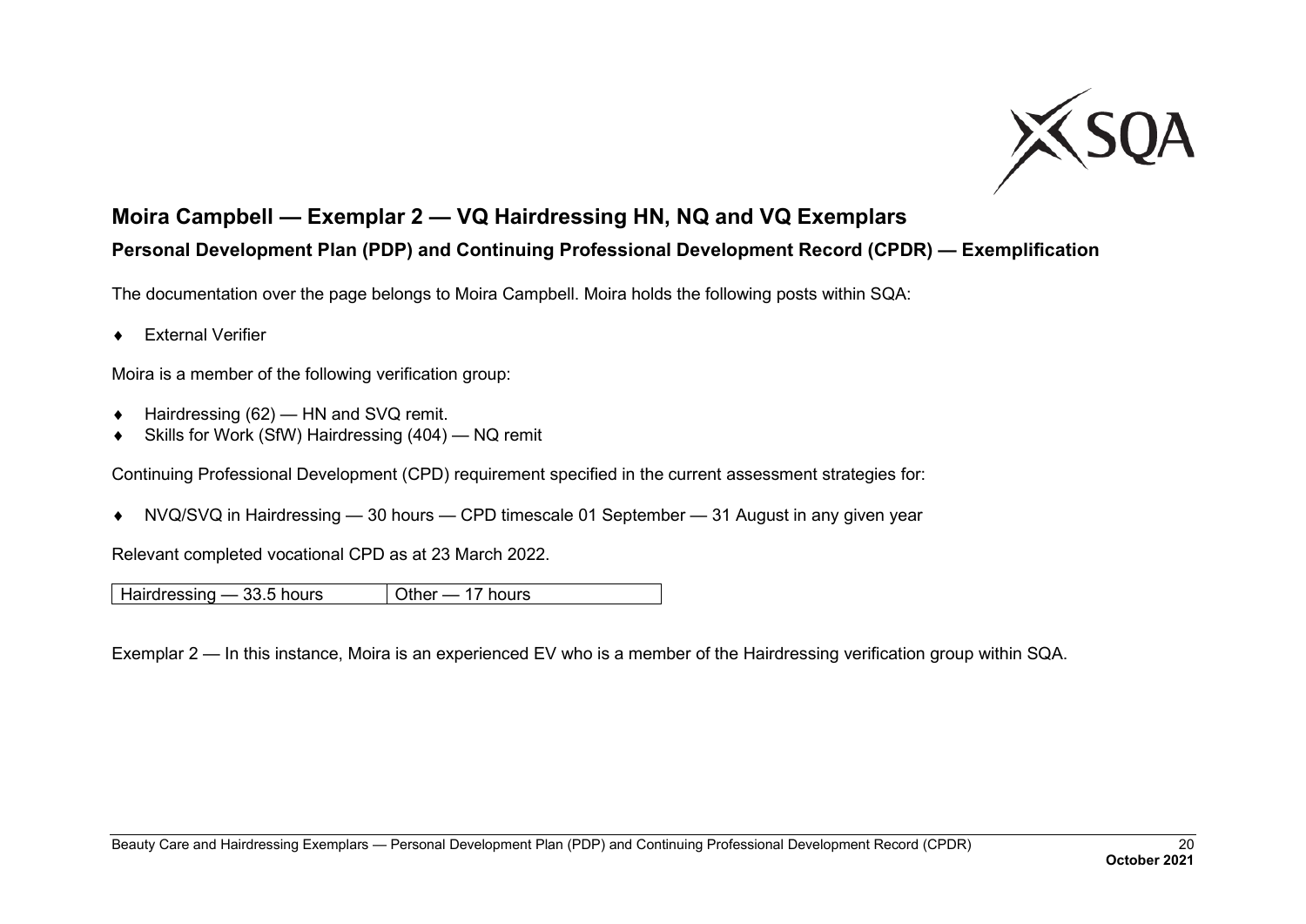## Moira Campbell — Exemplar 2 — VQ Hairdressing HN, NQ and VQ Exemplars

### Personal Development Plan (PDP) and Continuing Professional Development Record (CPDR) — Exemplification

The documentation over the page belongs to Moira Campbell. Moira holds the following posts within SQA:

- External Verifier

Moira is a member of the following verification group:

- Hairdressing (62) — HN and SVQ remit.
- Skills for Work (SfW) Hairdressing (404) — NQ remit

Continuing Professional Development (CPD) requirement specified in the current assessment strategies for:

- NVQ/SVQ in Hairdressing — 30 hours — CPD timescale 01 September — 31 August in any given year

Relevant completed vocational CPD as at 23 March 2022.

| Hairdressing — 33.5 hours | Other — 17 hours |
|---|---|

Exemplar 2 — In this instance, Moira is an experienced EV who is a member of the Hairdressing verification group within SQA.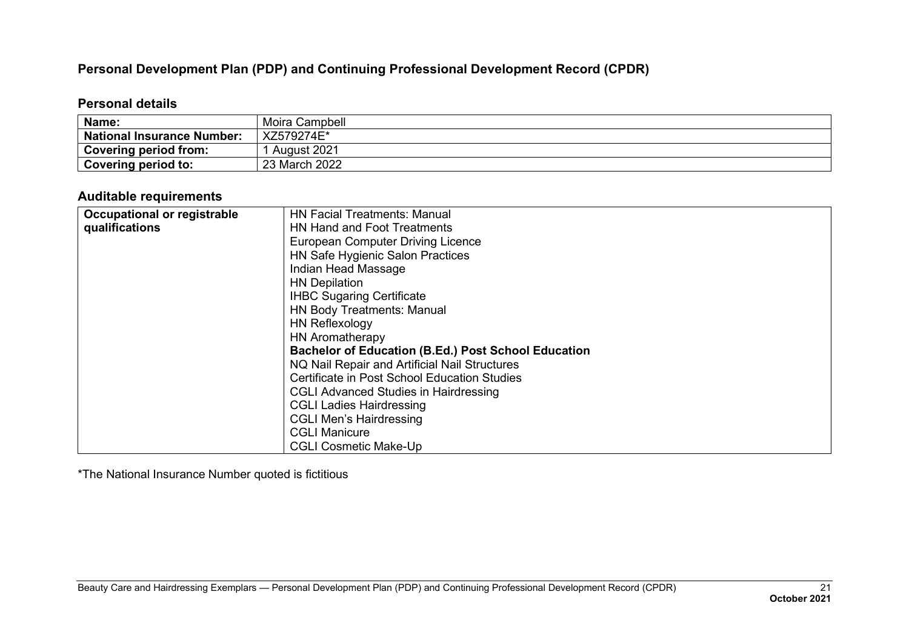## Personal Development Plan (PDP) and Continuing Professional Development Record (CPDR)

### Personal details

| **Name:** | Moira Campbell |
|---|---|
| **National Insurance Number:** | XZ579274E* |
| **Covering period from:** | 1 August 2021 |
| **Covering period to:** | 23 March 2022 |

### Auditable requirements

| **Occupational or registrable qualifications** | HN Facial Treatments: Manual<br>HN Hand and Foot Treatments<br>European Computer Driving Licence<br>HN Safe Hygienic Salon Practices<br>Indian Head Massage<br>HN Depilation<br>IHBC Sugaring Certificate<br>HN Body Treatments: Manual<br>HN Reflexology<br>HN Aromatherapy<br>**Bachelor of Education (B.Ed.) Post School Education**<br>NQ Nail Repair and Artificial Nail Structures<br>Certificate in Post School Education Studies<br>CGLI Advanced Studies in Hairdressing<br>CGLI Ladies Hairdressing<br>CGLI Men's Hairdressing<br>CGLI Manicure<br>CGLI Cosmetic Make-Up |
|---|---|

*The National Insurance Number quoted is fictitious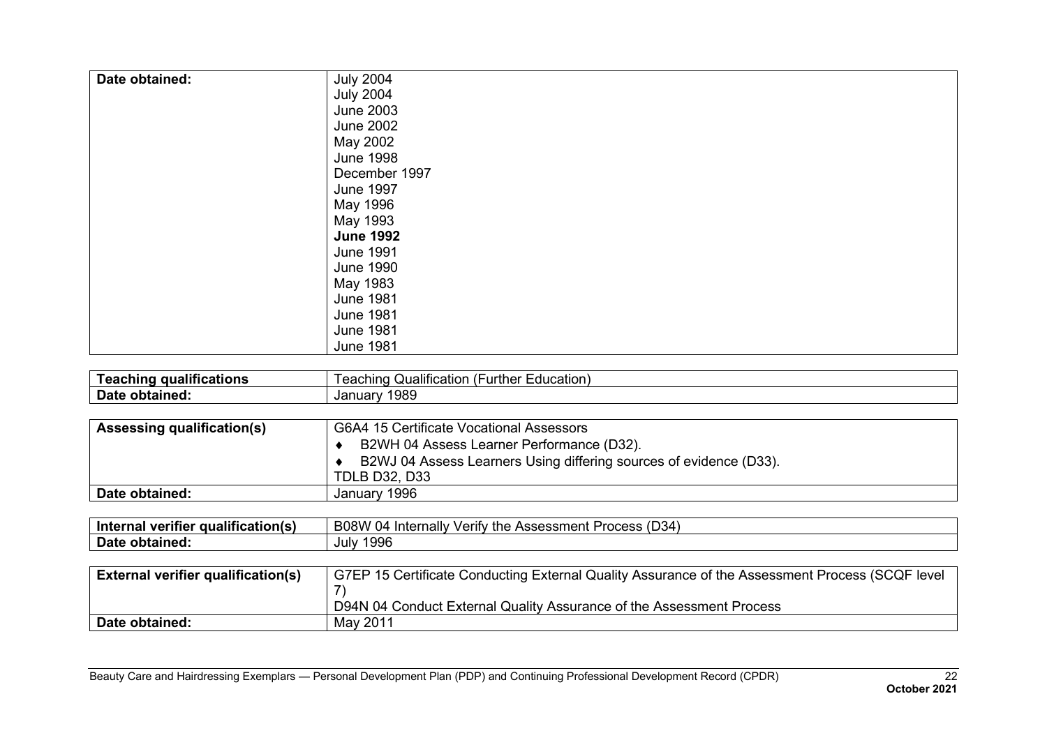| Date obtained: | July 2004<br>July 2004<br>June 2003<br>June 2002<br>May 2002<br>June 1998<br>December 1997<br>June 1997<br>May 1996<br>May 1993<br>**June 1992**<br>June 1991<br>June 1990<br>May 1983<br>June 1981<br>June 1981<br>June 1981<br>June 1981 |
|---|---|

| **Teaching qualifications** | Teaching Qualification (Further Education) |
|---|---|
| **Date obtained:** | January 1989 |

| **Assessing qualification(s)** | G6A4 15 Certificate Vocational Assessors<br>♦ B2WH 04 Assess Learner Performance (D32).<br>♦ B2WJ 04 Assess Learners Using differing sources of evidence (D33).<br>TDLB D32, D33 |
|---|---|
| **Date obtained:** | January 1996 |

| **Internal verifier qualification(s)** | B08W 04 Internally Verify the Assessment Process (D34) |
|---|---|
| **Date obtained:** | July 1996 |

| **External verifier qualification(s)** | G7EP 15 Certificate Conducting External Quality Assurance of the Assessment Process (SCQF level 7)<br>D94N 04 Conduct External Quality Assurance of the Assessment Process |
|---|---|
| **Date obtained:** | May 2011 |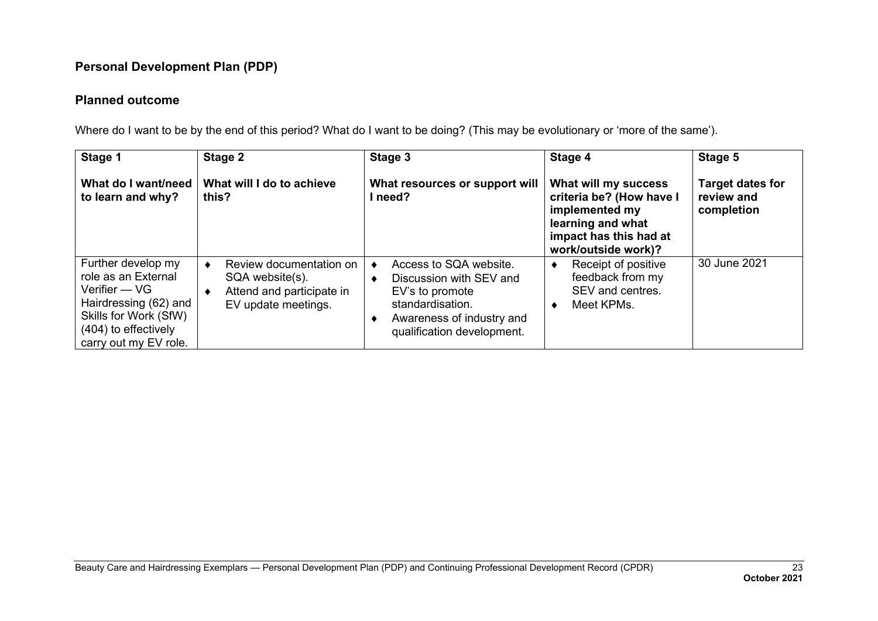## Personal Development Plan (PDP)

### Planned outcome

Where do I want to be by the end of this period? What do I want to be doing? (This may be evolutionary or 'more of the same').

| **Stage 1**<br><br>**What do I want/need to learn and why?** | **Stage 2**<br><br>**What will I do to achieve this?** | **Stage 3**<br><br>**What resources or support will I need?** | **Stage 4**<br><br>**What will my success criteria be? (How have I implemented my learning and what impact has this had at work/outside work)?** | **Stage 5**<br><br>**Target dates for review and completion** |
|---|---|---|---|---|
| Further develop my role as an External Verifier — VG Hairdressing (62) and Skills for Work (SfW) (404) to effectively carry out my EV role. | ♦ Review documentation on SQA website(s).<br>♦ Attend and participate in EV update meetings. | ♦ Access to SQA website.<br>♦ Discussion with SEV and EV's to promote standardisation.<br>♦ Awareness of industry and qualification development. | ♦ Receipt of positive feedback from my SEV and centres.<br>♦ Meet KPMs. | 30 June 2021 |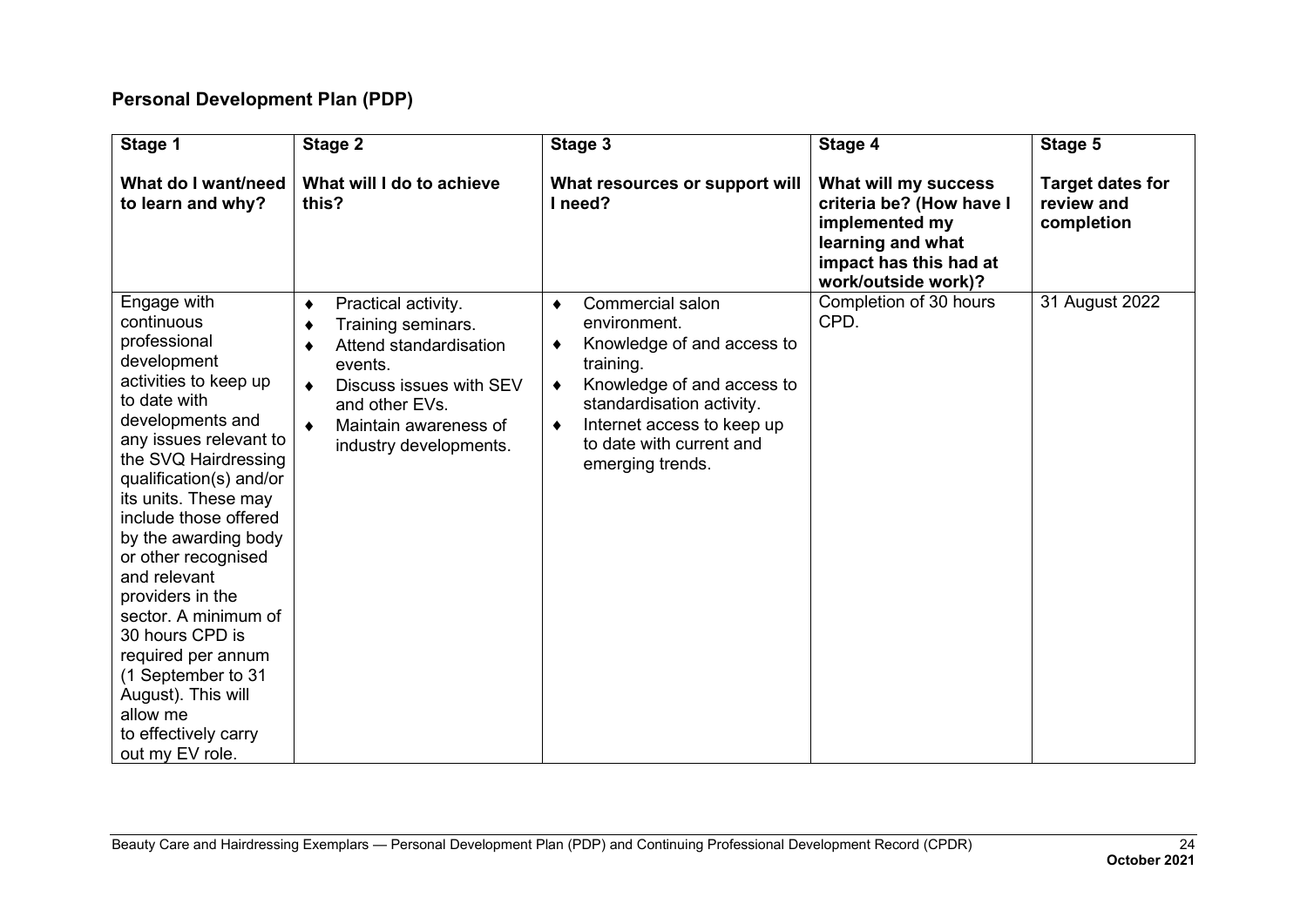## Personal Development Plan (PDP)

| Stage 1<br><br>What do I want/need to learn and why? | Stage 2<br><br>What will I do to achieve this? | Stage 3<br><br>What resources or support will I need? | Stage 4<br><br>What will my success criteria be? (How have I implemented my learning and what impact has this had at work/outside work)? | Stage 5<br><br>Target dates for review and completion |
|---|---|---|---|---|
| Engage with continuous professional development activities to keep up to date with developments and any issues relevant to the SVQ Hairdressing qualification(s) and/or its units. These may include those offered by the awarding body or other recognised and relevant providers in the sector. A minimum of 30 hours CPD is required per annum (1 September to 31 August). This will allow me to effectively carry out my EV role. | ♦ Practical activity.<br>♦ Training seminars.<br>♦ Attend standardisation events.<br>♦ Discuss issues with SEV and other EVs.<br>♦ Maintain awareness of industry developments. | ♦ Commercial salon environment.<br>♦ Knowledge of and access to training.<br>♦ Knowledge of and access to standardisation activity.<br>♦ Internet access to keep up to date with current and emerging trends. | Completion of 30 hours CPD. | 31 August 2022 |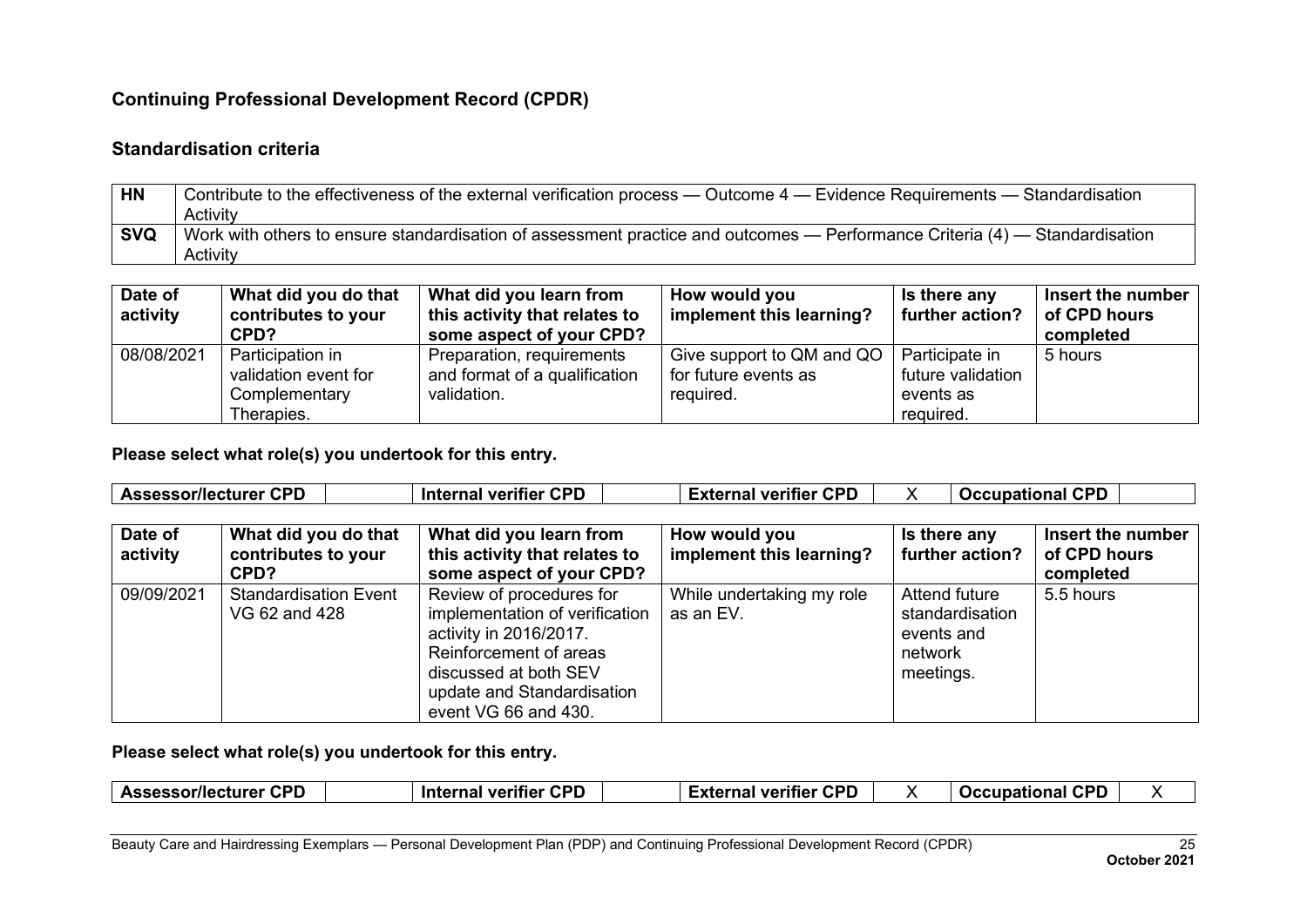## Continuing Professional Development Record (CPDR)

### Standardisation criteria

| | |
|---|---|
| **HN** | Contribute to the effectiveness of the external verification process — Outcome 4 — Evidence Requirements — Standardisation Activity |
| **SVQ** | Work with others to ensure standardisation of assessment practice and outcomes — Performance Criteria (4) — Standardisation Activity |

| Date of activity | What did you do that contributes to your CPD? | What did you learn from this activity that relates to some aspect of your CPD? | How would you implement this learning? | Is there any further action? | Insert the number of CPD hours completed |
|---|---|---|---|---|---|
| 08/08/2021 | Participation in validation event for Complementary Therapies. | Preparation, requirements and format of a qualification validation. | Give support to QM and QO for future events as required. | Participate in future validation events as required. | 5 hours |

**Please select what role(s) you undertook for this entry.**

| Assessor/lecturer CPD | | Internal verifier CPD | | External verifier CPD | X | Occupational CPD | |
|---|---|---|---|---|---|---|---|

| Date of activity | What did you do that contributes to your CPD? | What did you learn from this activity that relates to some aspect of your CPD? | How would you implement this learning? | Is there any further action? | Insert the number of CPD hours completed |
|---|---|---|---|---|---|
| 09/09/2021 | Standardisation Event VG 62 and 428 | Review of procedures for implementation of verification activity in 2016/2017. Reinforcement of areas discussed at both SEV update and Standardisation event VG 66 and 430. | While undertaking my role as an EV. | Attend future standardisation events and network meetings. | 5.5 hours |

**Please select what role(s) you undertook for this entry.**

| Assessor/lecturer CPD | | Internal verifier CPD | | External verifier CPD | X | Occupational CPD | X |
|---|---|---|---|---|---|---|---|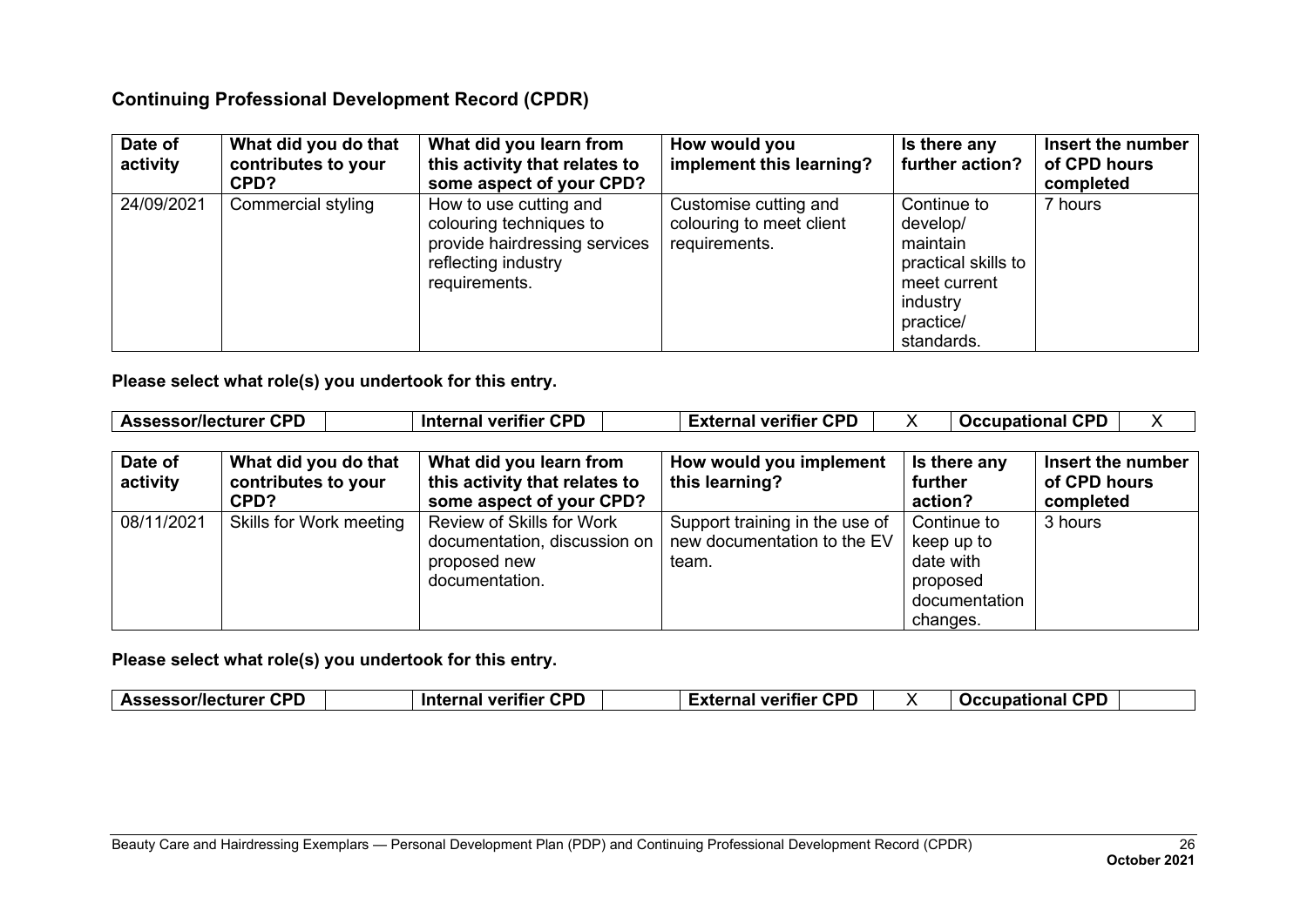## Continuing Professional Development Record (CPDR)

| Date of activity | What did you do that contributes to your CPD? | What did you learn from this activity that relates to some aspect of your CPD? | How would you implement this learning? | Is there any further action? | Insert the number of CPD hours completed |
|---|---|---|---|---|---|
| 24/09/2021 | Commercial styling | How to use cutting and colouring techniques to provide hairdressing services reflecting industry requirements. | Customise cutting and colouring to meet client requirements. | Continue to develop/ maintain practical skills to meet current industry practice/ standards. | 7 hours |

**Please select what role(s) you undertook for this entry.**

| Assessor/lecturer CPD | | Internal verifier CPD | | External verifier CPD | X | Occupational CPD | X |
|---|---|---|---|---|---|---|---|

| Date of activity | What did you do that contributes to your CPD? | What did you learn from this activity that relates to some aspect of your CPD? | How would you implement this learning? | Is there any further action? | Insert the number of CPD hours completed |
|---|---|---|---|---|---|
| 08/11/2021 | Skills for Work meeting | Review of Skills for Work documentation, discussion on proposed new documentation. | Support training in the use of new documentation to the EV team. | Continue to keep up to date with proposed documentation changes. | 3 hours |

**Please select what role(s) you undertook for this entry.**

| Assessor/lecturer CPD | | Internal verifier CPD | | External verifier CPD | X | Occupational CPD | |
|---|---|---|---|---|---|---|---|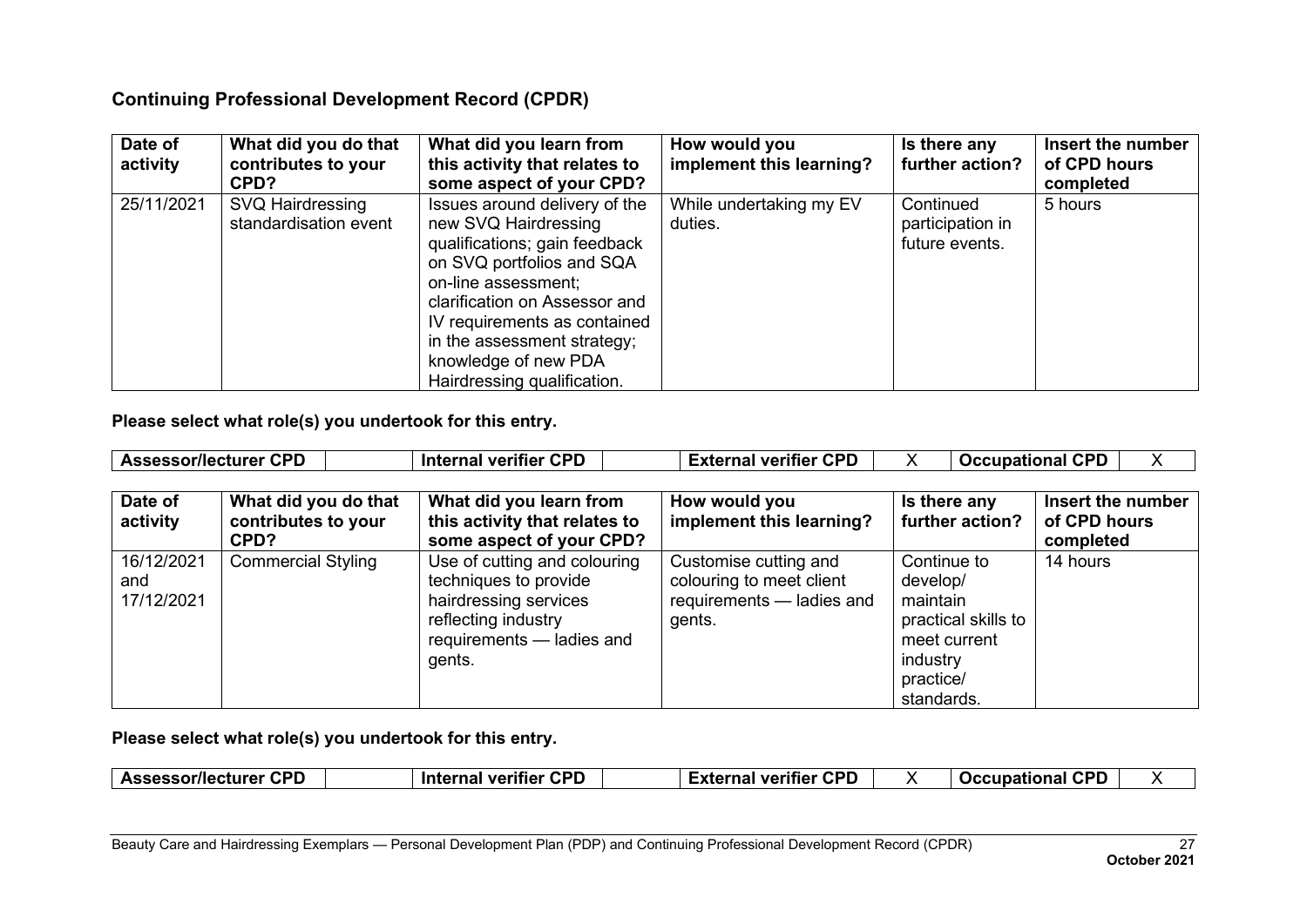## Continuing Professional Development Record (CPDR)

| Date of activity | What did you do that contributes to your CPD? | What did you learn from this activity that relates to some aspect of your CPD? | How would you implement this learning? | Is there any further action? | Insert the number of CPD hours completed |
|---|---|---|---|---|---|
| 25/11/2021 | SVQ Hairdressing standardisation event | Issues around delivery of the new SVQ Hairdressing qualifications; gain feedback on SVQ portfolios and SQA on-line assessment; clarification on Assessor and IV requirements as contained in the assessment strategy; knowledge of new PDA Hairdressing qualification. | While undertaking my EV duties. | Continued participation in future events. | 5 hours |

**Please select what role(s) you undertook for this entry.**

| Assessor/lecturer CPD | | Internal verifier CPD | | External verifier CPD | X | Occupational CPD | X |
|---|---|---|---|---|---|---|---|

| Date of activity | What did you do that contributes to your CPD? | What did you learn from this activity that relates to some aspect of your CPD? | How would you implement this learning? | Is there any further action? | Insert the number of CPD hours completed |
|---|---|---|---|---|---|
| 16/12/2021 and 17/12/2021 | Commercial Styling | Use of cutting and colouring techniques to provide hairdressing services reflecting industry requirements — ladies and gents. | Customise cutting and colouring to meet client requirements — ladies and gents. | Continue to develop/ maintain practical skills to meet current industry practice/ standards. | 14 hours |

**Please select what role(s) you undertook for this entry.**

| Assessor/lecturer CPD | | Internal verifier CPD | | External verifier CPD | X | Occupational CPD | X |
|---|---|---|---|---|---|---|---|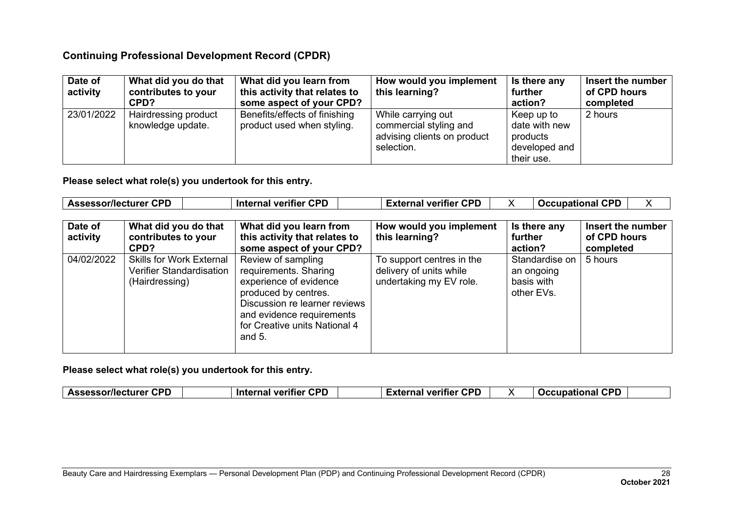## Continuing Professional Development Record (CPDR)

| Date of activity | What did you do that contributes to your CPD? | What did you learn from this activity that relates to some aspect of your CPD? | How would you implement this learning? | Is there any further action? | Insert the number of CPD hours completed |
|---|---|---|---|---|---|
| 23/01/2022 | Hairdressing product knowledge update. | Benefits/effects of finishing product used when styling. | While carrying out commercial styling and advising clients on product selection. | Keep up to date with new products developed and their use. | 2 hours |

**Please select what role(s) you undertook for this entry.**

| Assessor/lecturer CPD | | Internal verifier CPD | | External verifier CPD | X | Occupational CPD | X |
|---|---|---|---|---|---|---|---|

| Date of activity | What did you do that contributes to your CPD? | What did you learn from this activity that relates to some aspect of your CPD? | How would you implement this learning? | Is there any further action? | Insert the number of CPD hours completed |
|---|---|---|---|---|---|
| 04/02/2022 | Skills for Work External Verifier Standardisation (Hairdressing) | Review of sampling requirements. Sharing experience of evidence produced by centres. Discussion re learner reviews and evidence requirements for Creative units National 4 and 5. | To support centres in the delivery of units while undertaking my EV role. | Standardise on an ongoing basis with other EVs. | 5 hours |

**Please select what role(s) you undertook for this entry.**

| Assessor/lecturer CPD | | Internal verifier CPD | | External verifier CPD | X | Occupational CPD | |
|---|---|---|---|---|---|---|---|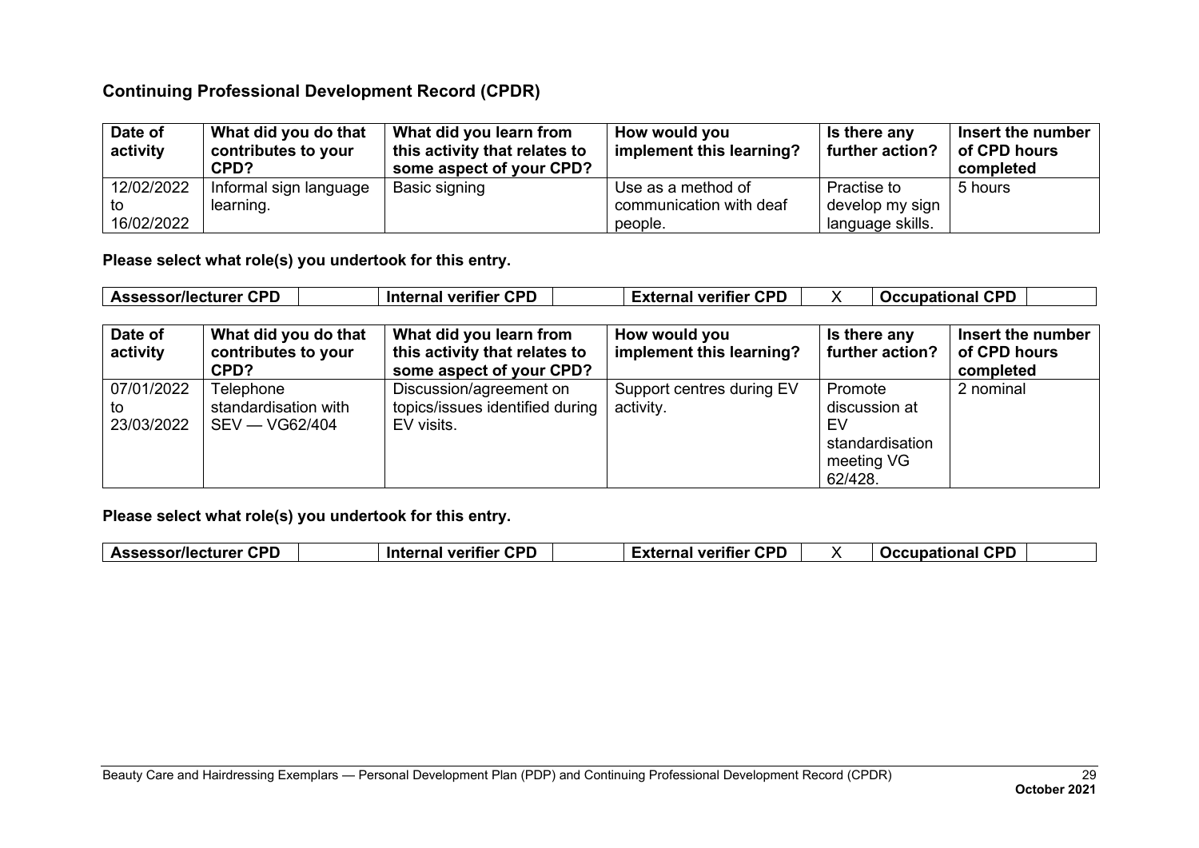## Continuing Professional Development Record (CPDR)

| Date of activity | What did you do that contributes to your CPD? | What did you learn from this activity that relates to some aspect of your CPD? | How would you implement this learning? | Is there any further action? | Insert the number of CPD hours completed |
|---|---|---|---|---|---|
| 12/02/2022 to 16/02/2022 | Informal sign language learning. | Basic signing | Use as a method of communication with deaf people. | Practise to develop my sign language skills. | 5 hours |

**Please select what role(s) you undertook for this entry.**

| Assessor/lecturer CPD | | Internal verifier CPD | | External verifier CPD | X | Occupational CPD | |
|---|---|---|---|---|---|---|---|

| Date of activity | What did you do that contributes to your CPD? | What did you learn from this activity that relates to some aspect of your CPD? | How would you implement this learning? | Is there any further action? | Insert the number of CPD hours completed |
|---|---|---|---|---|---|
| 07/01/2022 to 23/03/2022 | Telephone standardisation with SEV — VG62/404 | Discussion/agreement on topics/issues identified during EV visits. | Support centres during EV activity. | Promote discussion at EV standardisation meeting VG 62/428. | 2 nominal |

**Please select what role(s) you undertook for this entry.**

| Assessor/lecturer CPD | | Internal verifier CPD | | External verifier CPD | X | Occupational CPD | |
|---|---|---|---|---|---|---|---|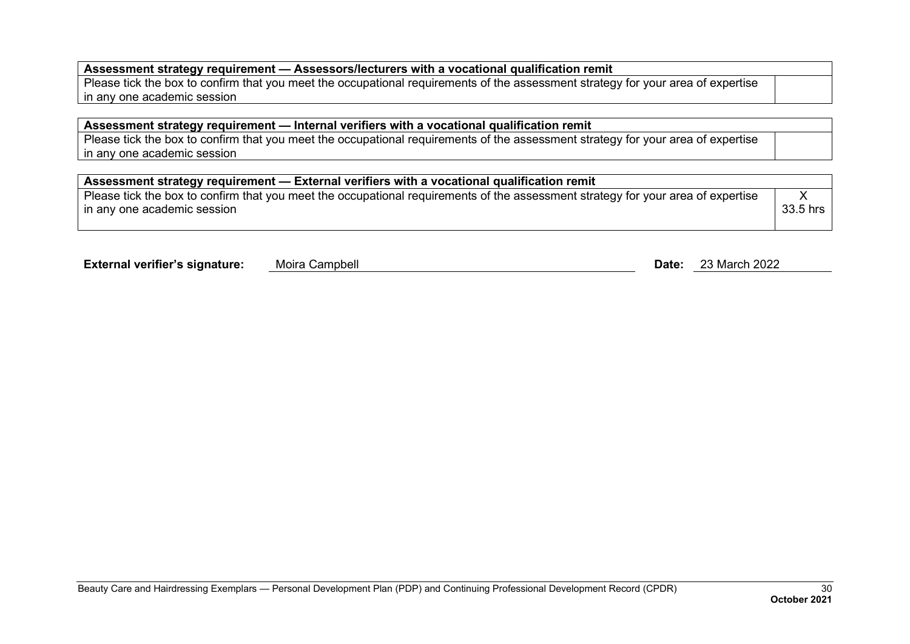| Assessment strategy requirement — Assessors/lecturers with a vocational qualification remit | |
|---|---|
| Please tick the box to confirm that you meet the occupational requirements of the assessment strategy for your area of expertise in any one academic session | |

| Assessment strategy requirement — Internal verifiers with a vocational qualification remit | |
|---|---|
| Please tick the box to confirm that you meet the occupational requirements of the assessment strategy for your area of expertise in any one academic session | |

| Assessment strategy requirement — External verifiers with a vocational qualification remit | |
|---|---|
| Please tick the box to confirm that you meet the occupational requirements of the assessment strategy for your area of expertise in any one academic session | X 33.5 hrs |

**External verifier's signature:** Moira Campbell **Date:** 23 March 2022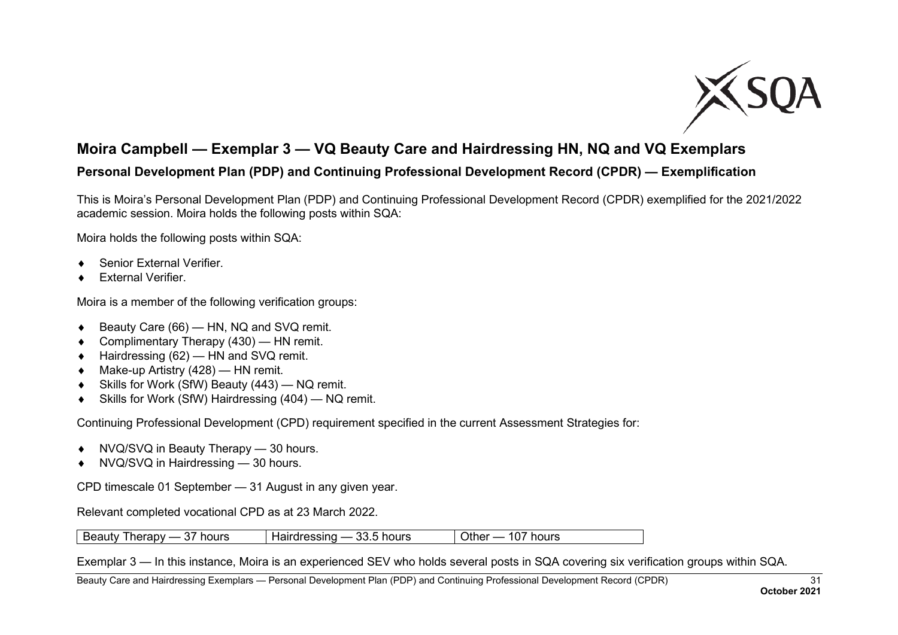## Moira Campbell — Exemplar 3 — VQ Beauty Care and Hairdressing HN, NQ and VQ Exemplars

### Personal Development Plan (PDP) and Continuing Professional Development Record (CPDR) — Exemplification

This is Moira's Personal Development Plan (PDP) and Continuing Professional Development Record (CPDR) exemplified for the 2021/2022 academic session. Moira holds the following posts within SQA:

Moira holds the following posts within SQA:

- Senior External Verifier.
- External Verifier.

Moira is a member of the following verification groups:

- Beauty Care (66) — HN, NQ and SVQ remit.
- Complimentary Therapy (430) — HN remit.
- Hairdressing (62) — HN and SVQ remit.
- Make-up Artistry (428) — HN remit.
- Skills for Work (SfW) Beauty (443) — NQ remit.
- Skills for Work (SfW) Hairdressing (404) — NQ remit.

Continuing Professional Development (CPD) requirement specified in the current Assessment Strategies for:

- NVQ/SVQ in Beauty Therapy — 30 hours.
- NVQ/SVQ in Hairdressing — 30 hours.

CPD timescale 01 September — 31 August in any given year.

Relevant completed vocational CPD as at 23 March 2022.

| Beauty Therapy — 37 hours | Hairdressing — 33.5 hours | Other — 107 hours |
|---|---|---|

Exemplar 3 — In this instance, Moira is an experienced SEV who holds several posts in SQA covering six verification groups within SQA.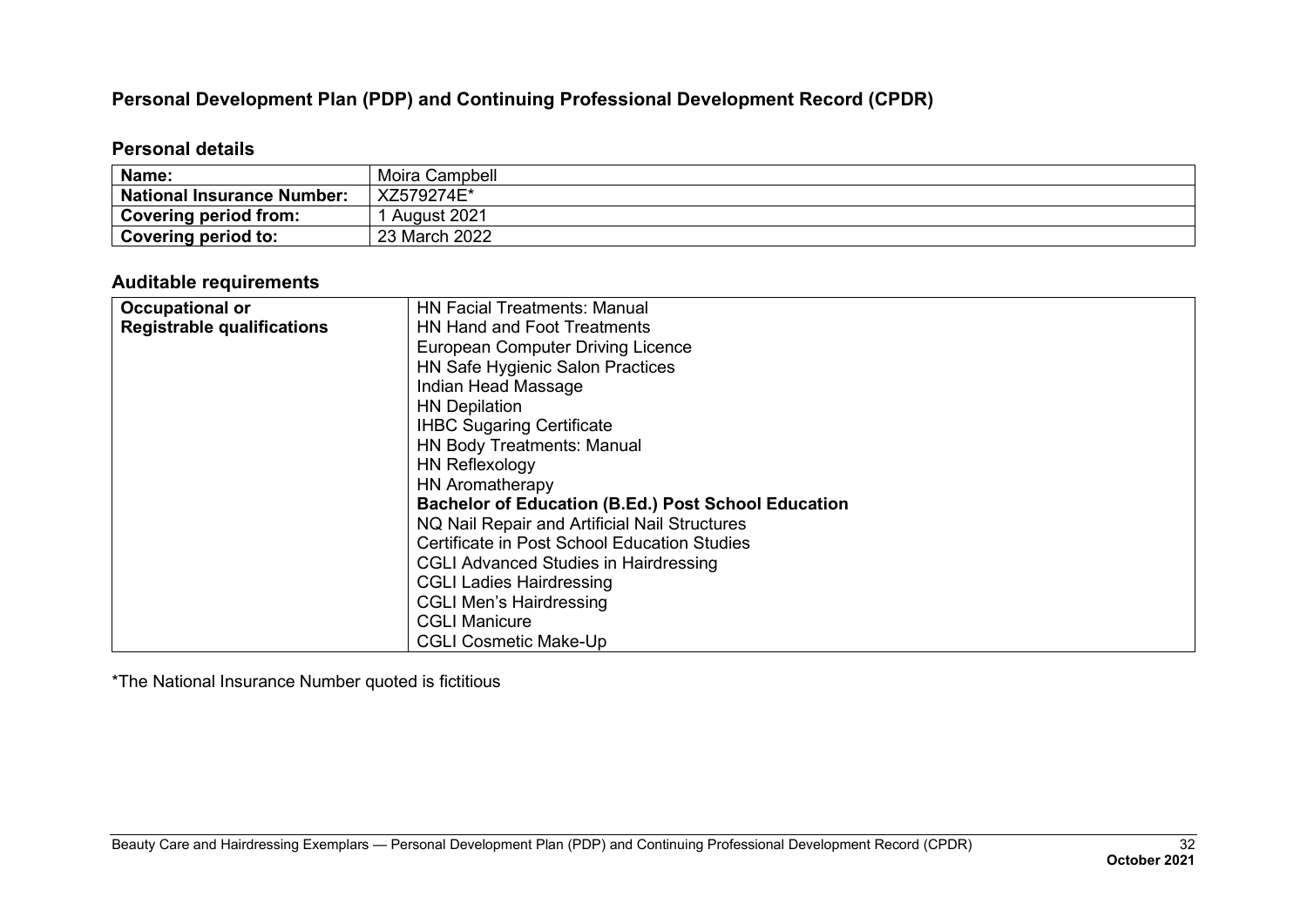## Personal Development Plan (PDP) and Continuing Professional Development Record (CPDR)

### Personal details

| | |
|---|---|
| **Name:** | Moira Campbell |
| **National Insurance Number:** | XZ579274E* |
| **Covering period from:** | 1 August 2021 |
| **Covering period to:** | 23 March 2022 |

### Auditable requirements

| | |
|---|---|
| **Occupational or Registrable qualifications** | HN Facial Treatments: Manual<br>HN Hand and Foot Treatments<br>European Computer Driving Licence<br>HN Safe Hygienic Salon Practices<br>Indian Head Massage<br>HN Depilation<br>IHBC Sugaring Certificate<br>HN Body Treatments: Manual<br>HN Reflexology<br>HN Aromatherapy<br>**Bachelor of Education (B.Ed.) Post School Education**<br>NQ Nail Repair and Artificial Nail Structures<br>Certificate in Post School Education Studies<br>CGLI Advanced Studies in Hairdressing<br>CGLI Ladies Hairdressing<br>CGLI Men's Hairdressing<br>CGLI Manicure<br>CGLI Cosmetic Make-Up |

*The National Insurance Number quoted is fictitious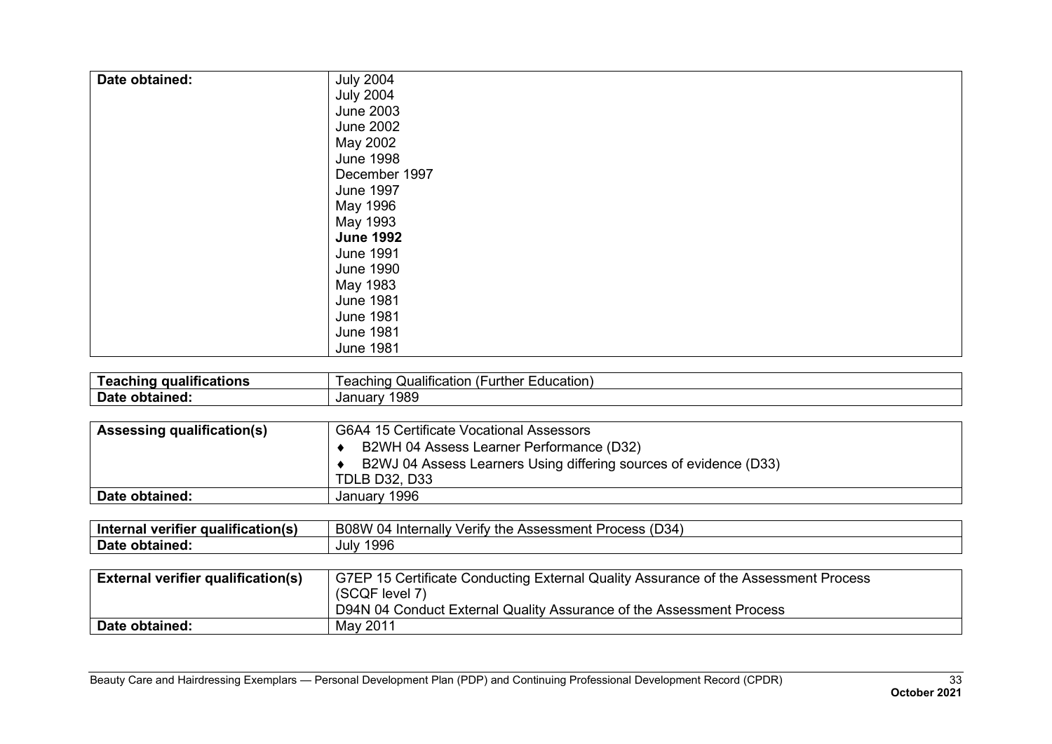| Date obtained: | July 2004<br>July 2004<br>June 2003<br>June 2002<br>May 2002<br>June 1998<br>December 1997<br>June 1997<br>May 1996<br>May 1993<br>**June 1992**<br>June 1991<br>June 1990<br>May 1983<br>June 1981<br>June 1981<br>June 1981<br>June 1981 |
|---|---|

| Teaching qualifications | Teaching Qualification (Further Education) |
|---|---|
| Date obtained: | January 1989 |

| Assessing qualification(s) | G6A4 15 Certificate Vocational Assessors<br>♦ B2WH 04 Assess Learner Performance (D32)<br>♦ B2WJ 04 Assess Learners Using differing sources of evidence (D33)<br>TDLB D32, D33 |
|---|---|
| Date obtained: | January 1996 |

| Internal verifier qualification(s) | B08W 04 Internally Verify the Assessment Process (D34) |
|---|---|
| Date obtained: | July 1996 |

| External verifier qualification(s) | G7EP 15 Certificate Conducting External Quality Assurance of the Assessment Process (SCQF level 7)<br>D94N 04 Conduct External Quality Assurance of the Assessment Process |
|---|---|
| Date obtained: | May 2011 |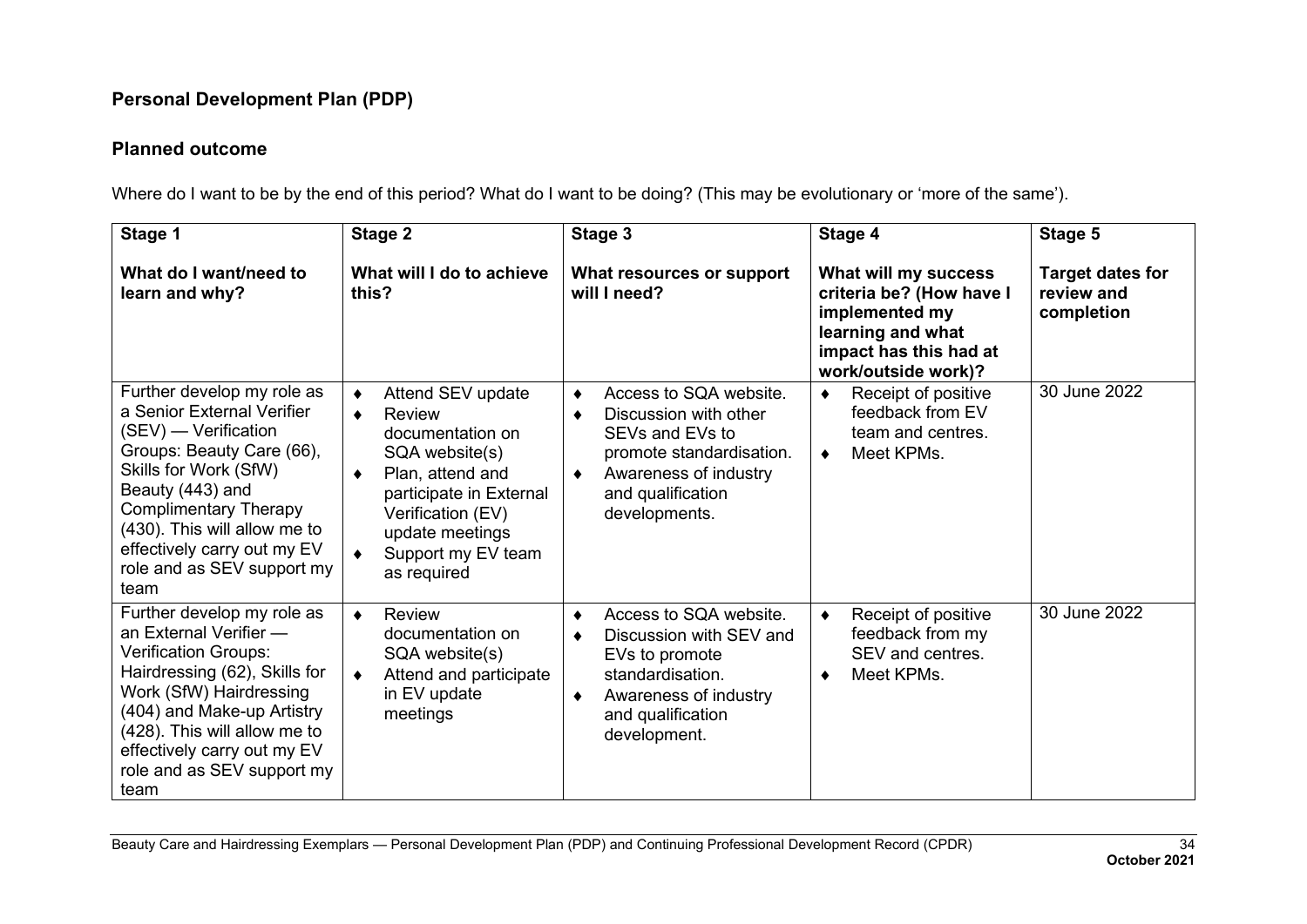## Personal Development Plan (PDP)

## Planned outcome

Where do I want to be by the end of this period? What do I want to be doing? (This may be evolutionary or 'more of the same').

| Stage 1<br><br>What do I want/need to learn and why? | Stage 2<br><br>What will I do to achieve this? | Stage 3<br><br>What resources or support will I need? | Stage 4<br><br>What will my success criteria be? (How have I implemented my learning and what impact has this had at work/outside work)? | Stage 5<br><br>Target dates for review and completion |
|---|---|---|---|---|
| Further develop my role as a Senior External Verifier (SEV) — Verification Groups: Beauty Care (66), Skills for Work (SfW) Beauty (443) and Complimentary Therapy (430). This will allow me to effectively carry out my EV role and as SEV support my team | ♦ Attend SEV update<br>♦ Review documentation on SQA website(s)<br>♦ Plan, attend and participate in External Verification (EV) update meetings<br>♦ Support my EV team as required | ♦ Access to SQA website.<br>♦ Discussion with other SEVs and EVs to promote standardisation.<br>♦ Awareness of industry and qualification developments. | ♦ Receipt of positive feedback from EV team and centres.<br>♦ Meet KPMs. | 30 June 2022 |
| Further develop my role as an External Verifier — Verification Groups: Hairdressing (62), Skills for Work (SfW) Hairdressing (404) and Make-up Artistry (428). This will allow me to effectively carry out my EV role and as SEV support my team | ♦ Review documentation on SQA website(s)<br>♦ Attend and participate in EV update meetings | ♦ Access to SQA website.<br>♦ Discussion with SEV and EVs to promote standardisation.<br>♦ Awareness of industry and qualification development. | ♦ Receipt of positive feedback from my SEV and centres.<br>♦ Meet KPMs. | 30 June 2022 |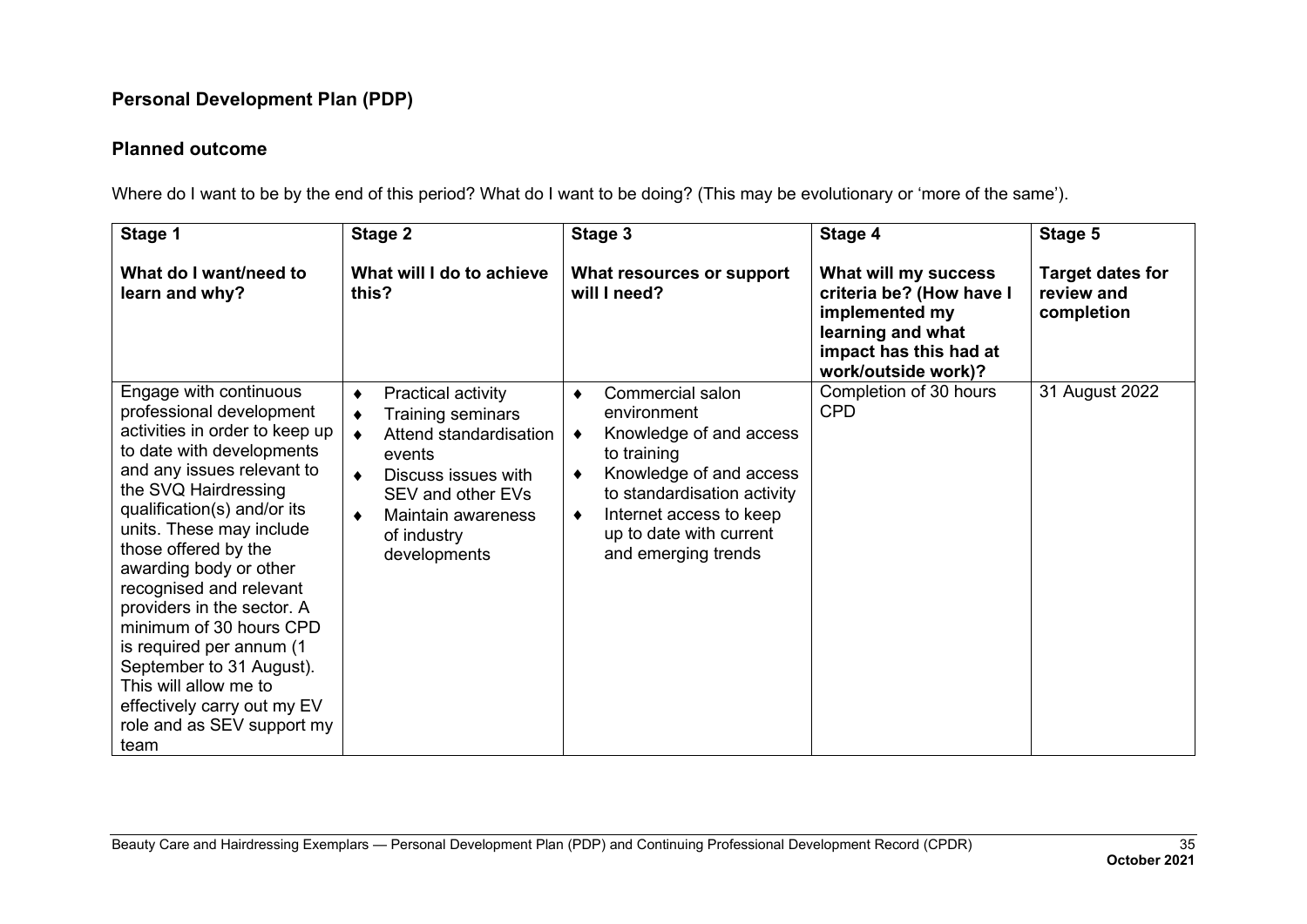## Personal Development Plan (PDP)

### Planned outcome

Where do I want to be by the end of this period? What do I want to be doing? (This may be evolutionary or 'more of the same').

| Stage 1<br><br>**What do I want/need to learn and why?** | Stage 2<br><br>**What will I do to achieve this?** | Stage 3<br><br>**What resources or support will I need?** | Stage 4<br><br>**What will my success criteria be? (How have I implemented my learning and what impact has this had at work/outside work)?** | Stage 5<br><br>**Target dates for review and completion** |
|---|---|---|---|---|
| Engage with continuous professional development activities in order to keep up to date with developments and any issues relevant to the SVQ Hairdressing qualification(s) and/or its units. These may include those offered by the awarding body or other recognised and relevant providers in the sector. A minimum of 30 hours CPD is required per annum (1 September to 31 August). This will allow me to effectively carry out my EV role and as SEV support my team | ♦ Practical activity<br>♦ Training seminars<br>♦ Attend standardisation events<br>♦ Discuss issues with SEV and other EVs<br>♦ Maintain awareness of industry developments | ♦ Commercial salon environment<br>♦ Knowledge of and access to training<br>♦ Knowledge of and access to standardisation activity<br>♦ Internet access to keep up to date with current and emerging trends | Completion of 30 hours CPD | 31 August 2022 |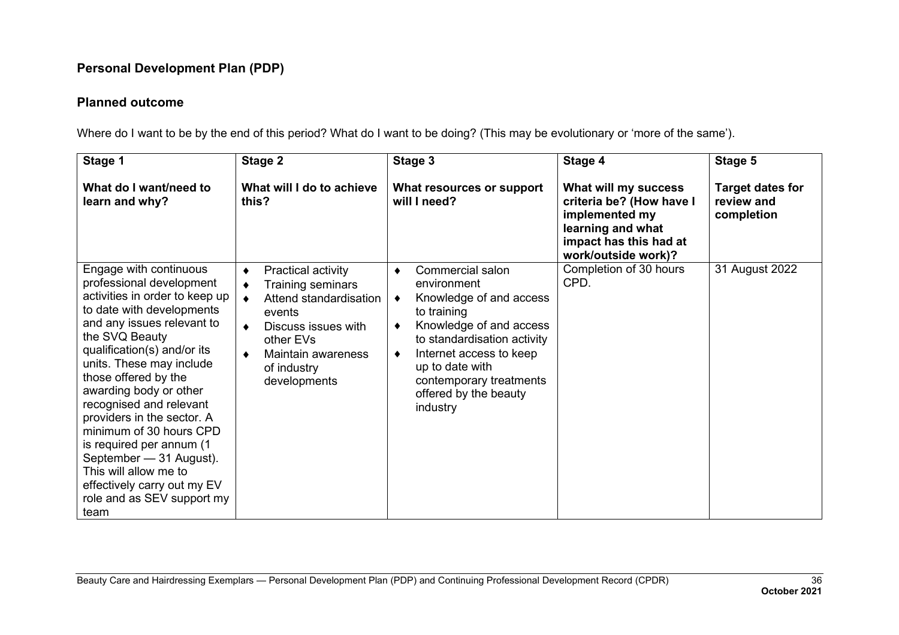## Personal Development Plan (PDP)

### Planned outcome

Where do I want to be by the end of this period? What do I want to be doing? (This may be evolutionary or 'more of the same').

| Stage 1<br><br>**What do I want/need to learn and why?** | Stage 2<br><br>**What will I do to achieve this?** | Stage 3<br><br>**What resources or support will I need?** | Stage 4<br><br>**What will my success criteria be? (How have I implemented my learning and what impact has this had at work/outside work)?** | Stage 5<br><br>**Target dates for review and completion** |
|---|---|---|---|---|
| Engage with continuous professional development activities in order to keep up to date with developments and any issues relevant to the SVQ Beauty qualification(s) and/or its units. These may include those offered by the awarding body or other recognised and relevant providers in the sector. A minimum of 30 hours CPD is required per annum (1 September — 31 August). This will allow me to effectively carry out my EV role and as SEV support my team | ♦ Practical activity<br>♦ Training seminars<br>♦ Attend standardisation events<br>♦ Discuss issues with other EVs<br>♦ Maintain awareness of industry developments | ♦ Commercial salon environment<br>♦ Knowledge of and access to training<br>♦ Knowledge of and access to standardisation activity<br>♦ Internet access to keep up to date with contemporary treatments offered by the beauty industry | Completion of 30 hours CPD. | 31 August 2022 |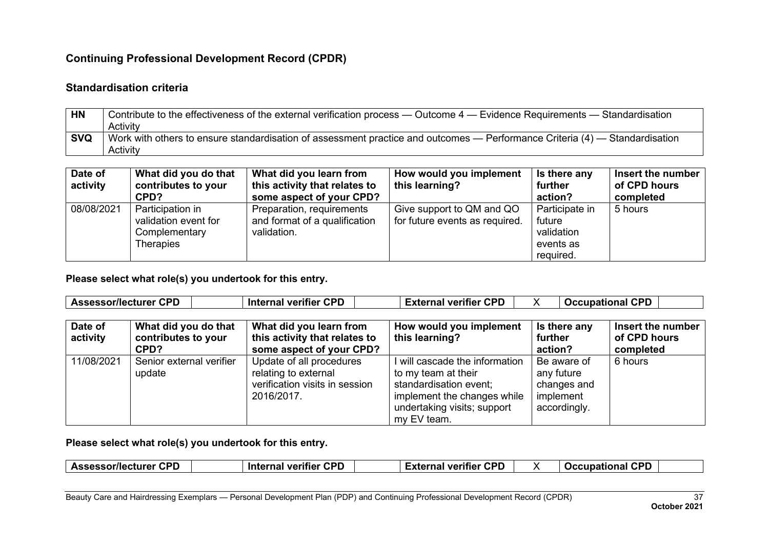## Continuing Professional Development Record (CPDR)

### Standardisation criteria

| | |
|---|---|
| **HN** | Contribute to the effectiveness of the external verification process — Outcome 4 — Evidence Requirements — Standardisation Activity |
| **SVQ** | Work with others to ensure standardisation of assessment practice and outcomes — Performance Criteria (4) — Standardisation Activity |

| Date of activity | What did you do that contributes to your CPD? | What did you learn from this activity that relates to some aspect of your CPD? | How would you implement this learning? | Is there any further action? | Insert the number of CPD hours completed |
|---|---|---|---|---|---|
| 08/08/2021 | Participation in validation event for Complementary Therapies | Preparation, requirements and format of a qualification validation. | Give support to QM and QO for future events as required. | Participate in future validation events as required. | 5 hours |

**Please select what role(s) you undertook for this entry.**

| Assessor/lecturer CPD | | Internal verifier CPD | | External verifier CPD | X | Occupational CPD | |
|---|---|---|---|---|---|---|---|

| Date of activity | What did you do that contributes to your CPD? | What did you learn from this activity that relates to some aspect of your CPD? | How would you implement this learning? | Is there any further action? | Insert the number of CPD hours completed |
|---|---|---|---|---|---|
| 11/08/2021 | Senior external verifier update | Update of all procedures relating to external verification visits in session 2016/2017. | I will cascade the information to my team at their standardisation event; implement the changes while undertaking visits; support my EV team. | Be aware of any future changes and implement accordingly. | 6 hours |

**Please select what role(s) you undertook for this entry.**

| Assessor/lecturer CPD | | Internal verifier CPD | | External verifier CPD | X | Occupational CPD | |
|---|---|---|---|---|---|---|---|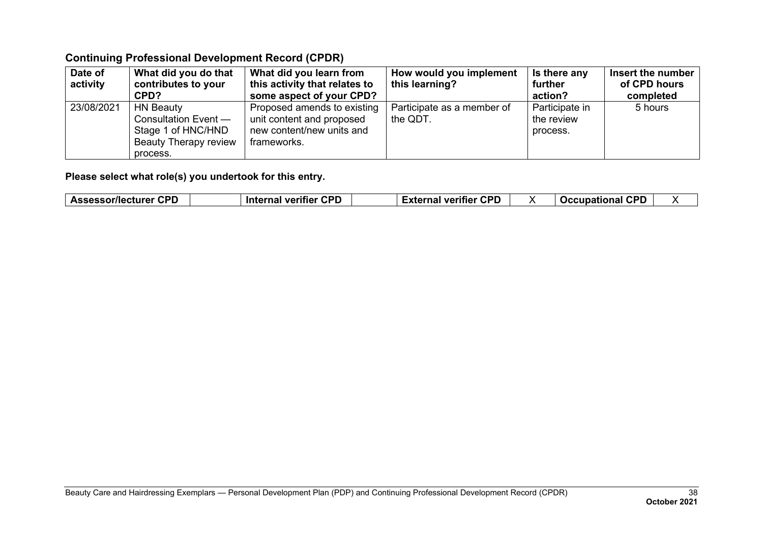## Continuing Professional Development Record (CPDR)

| Date of activity | What did you do that contributes to your CPD? | What did you learn from this activity that relates to some aspect of your CPD? | How would you implement this learning? | Is there any further action? | Insert the number of CPD hours completed |
|---|---|---|---|---|---|
| 23/08/2021 | HN Beauty Consultation Event — Stage 1 of HNC/HND Beauty Therapy review process. | Proposed amends to existing unit content and proposed new content/new units and frameworks. | Participate as a member of the QDT. | Participate in the review process. | 5 hours |

**Please select what role(s) you undertook for this entry.**

| Assessor/lecturer CPD | | Internal verifier CPD | | External verifier CPD | X | Occupational CPD | X |
|---|---|---|---|---|---|---|---|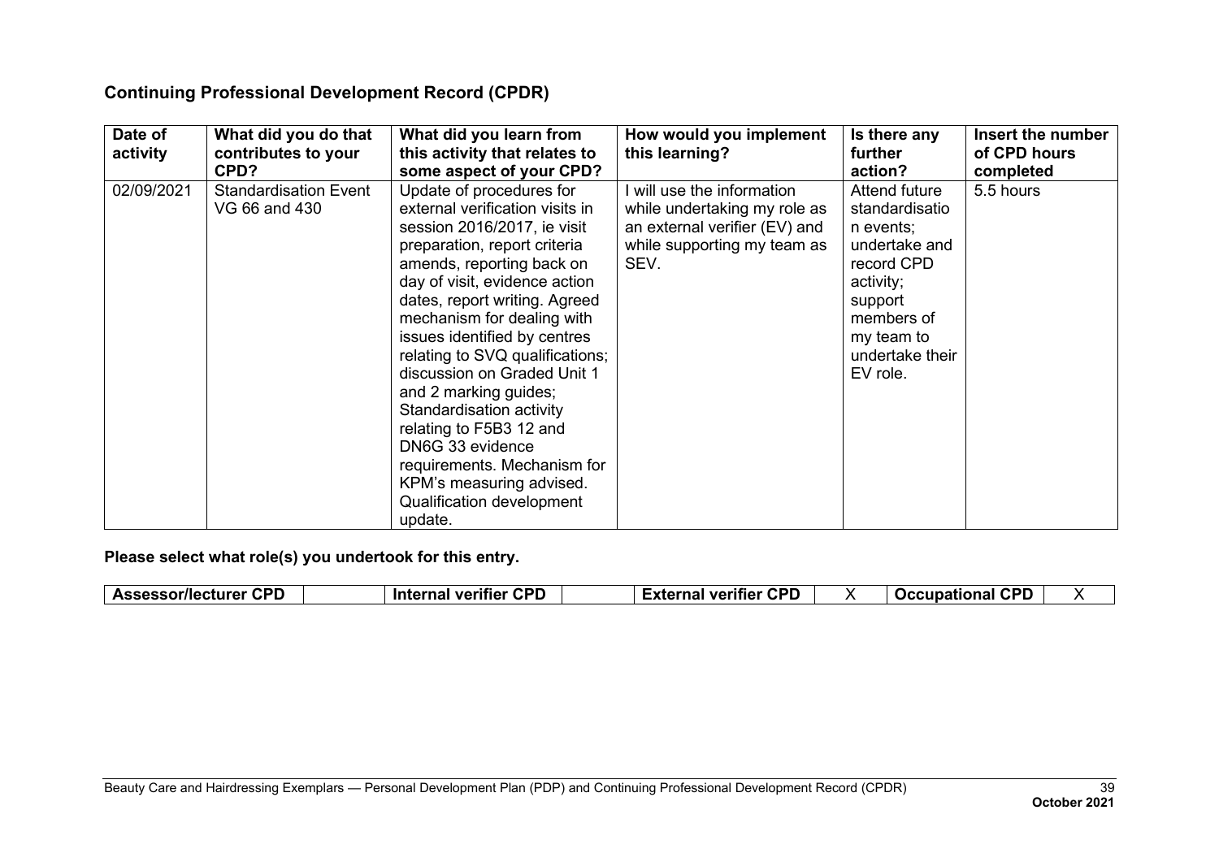## Continuing Professional Development Record (CPDR)

| Date of activity | What did you do that contributes to your CPD? | What did you learn from this activity that relates to some aspect of your CPD? | How would you implement this learning? | Is there any further action? | Insert the number of CPD hours completed |
|---|---|---|---|---|---|
| 02/09/2021 | Standardisation Event VG 66 and 430 | Update of procedures for external verification visits in session 2016/2017, ie visit preparation, report criteria amends, reporting back on day of visit, evidence action dates, report writing. Agreed mechanism for dealing with issues identified by centres relating to SVQ qualifications; discussion on Graded Unit 1 and 2 marking guides; Standardisation activity relating to F5B3 12 and DN6G 33 evidence requirements. Mechanism for KPM's measuring advised. Qualification development update. | I will use the information while undertaking my role as an external verifier (EV) and while supporting my team as SEV. | Attend future standardisation events; undertake and record CPD activity; support members of my team to undertake their EV role. | 5.5 hours |

**Please select what role(s) you undertook for this entry.**

| Assessor/lecturer CPD | | Internal verifier CPD | | External verifier CPD | X | Occupational CPD | X |
|---|---|---|---|---|---|---|---|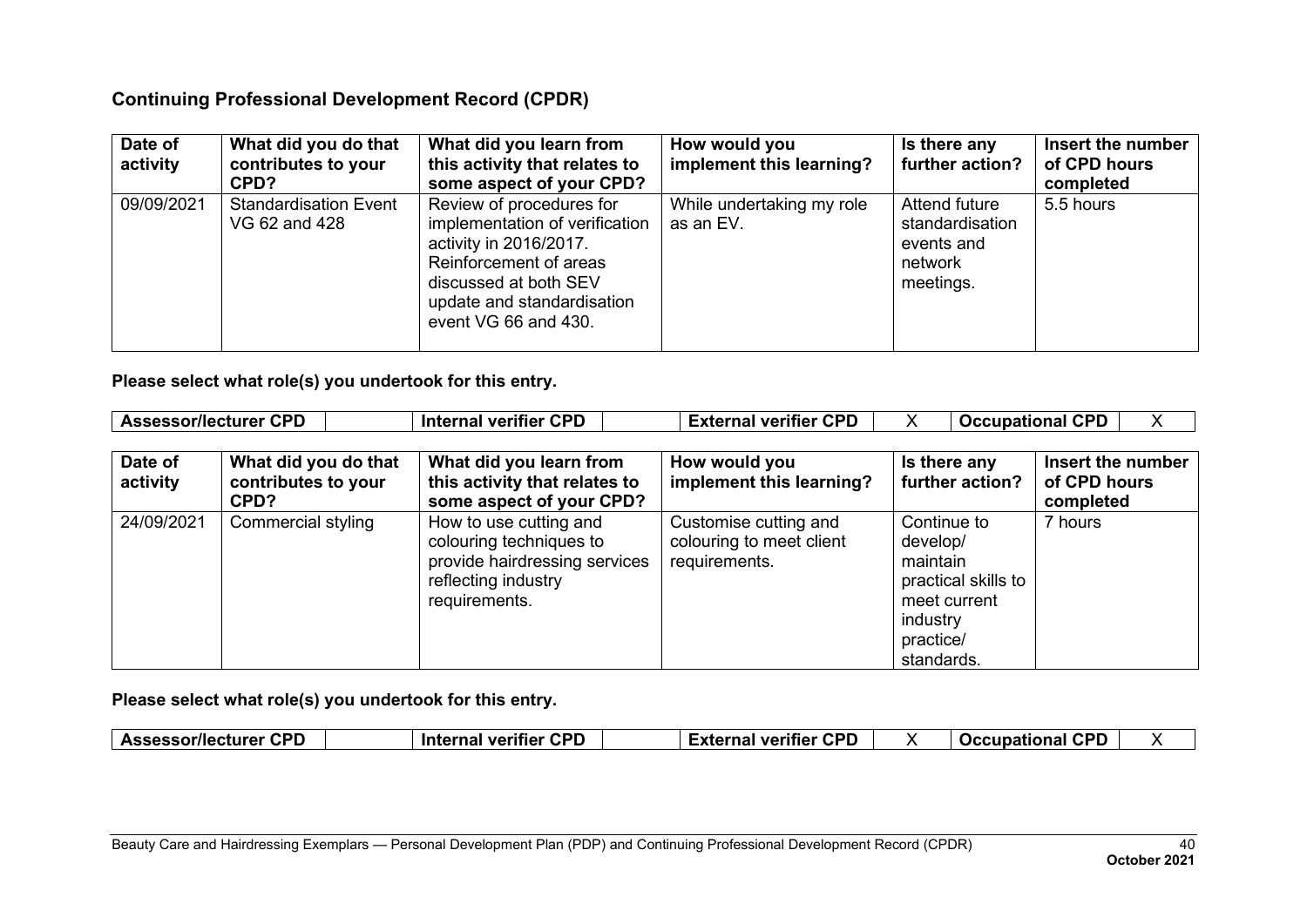## Continuing Professional Development Record (CPDR)

| Date of activity | What did you do that contributes to your CPD? | What did you learn from this activity that relates to some aspect of your CPD? | How would you implement this learning? | Is there any further action? | Insert the number of CPD hours completed |
|---|---|---|---|---|---|
| 09/09/2021 | Standardisation Event VG 62 and 428 | Review of procedures for implementation of verification activity in 2016/2017. Reinforcement of areas discussed at both SEV update and standardisation event VG 66 and 430. | While undertaking my role as an EV. | Attend future standardisation events and network meetings. | 5.5 hours |

**Please select what role(s) you undertook for this entry.**

| Assessor/lecturer CPD | | Internal verifier CPD | | External verifier CPD | X | Occupational CPD | X |
|---|---|---|---|---|---|---|---|

| Date of activity | What did you do that contributes to your CPD? | What did you learn from this activity that relates to some aspect of your CPD? | How would you implement this learning? | Is there any further action? | Insert the number of CPD hours completed |
|---|---|---|---|---|---|
| 24/09/2021 | Commercial styling | How to use cutting and colouring techniques to provide hairdressing services reflecting industry requirements. | Customise cutting and colouring to meet client requirements. | Continue to develop/ maintain practical skills to meet current industry practice/ standards. | 7 hours |

**Please select what role(s) you undertook for this entry.**

| Assessor/lecturer CPD | | Internal verifier CPD | | External verifier CPD | X | Occupational CPD | X |
|---|---|---|---|---|---|---|---|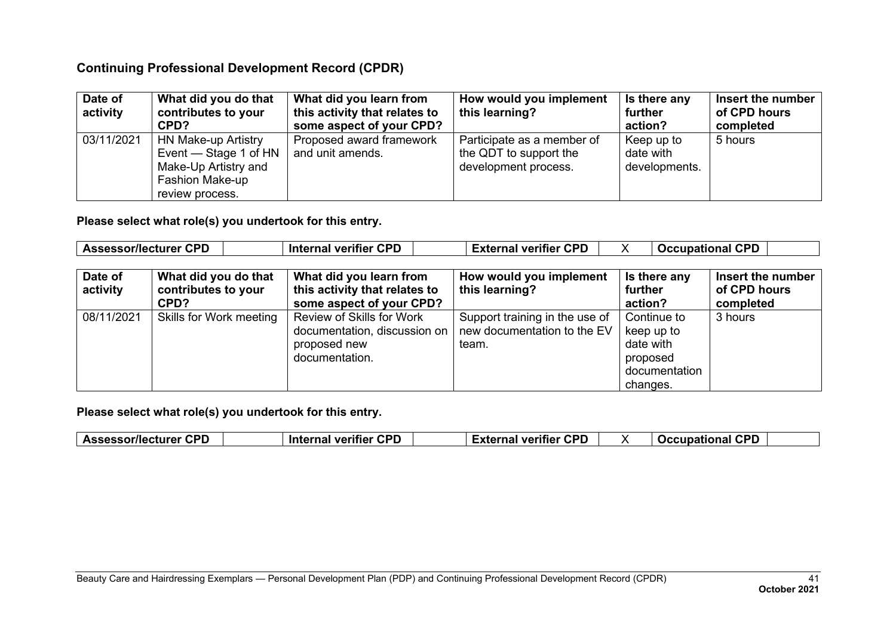## Continuing Professional Development Record (CPDR)

| Date of activity | What did you do that contributes to your CPD? | What did you learn from this activity that relates to some aspect of your CPD? | How would you implement this learning? | Is there any further action? | Insert the number of CPD hours completed |
|---|---|---|---|---|---|
| 03/11/2021 | HN Make-up Artistry Event — Stage 1 of HN Make-Up Artistry and Fashion Make-up review process. | Proposed award framework and unit amends. | Participate as a member of the QDT to support the development process. | Keep up to date with developments. | 5 hours |

**Please select what role(s) you undertook for this entry.**

| Assessor/lecturer CPD | | Internal verifier CPD | | External verifier CPD | X | Occupational CPD | |
|---|---|---|---|---|---|---|---|

| Date of activity | What did you do that contributes to your CPD? | What did you learn from this activity that relates to some aspect of your CPD? | How would you implement this learning? | Is there any further action? | Insert the number of CPD hours completed |
|---|---|---|---|---|---|
| 08/11/2021 | Skills for Work meeting | Review of Skills for Work documentation, discussion on proposed new documentation. | Support training in the use of new documentation to the EV team. | Continue to keep up to date with proposed documentation changes. | 3 hours |

**Please select what role(s) you undertook for this entry.**

| Assessor/lecturer CPD | | Internal verifier CPD | | External verifier CPD | X | Occupational CPD | |
|---|---|---|---|---|---|---|---|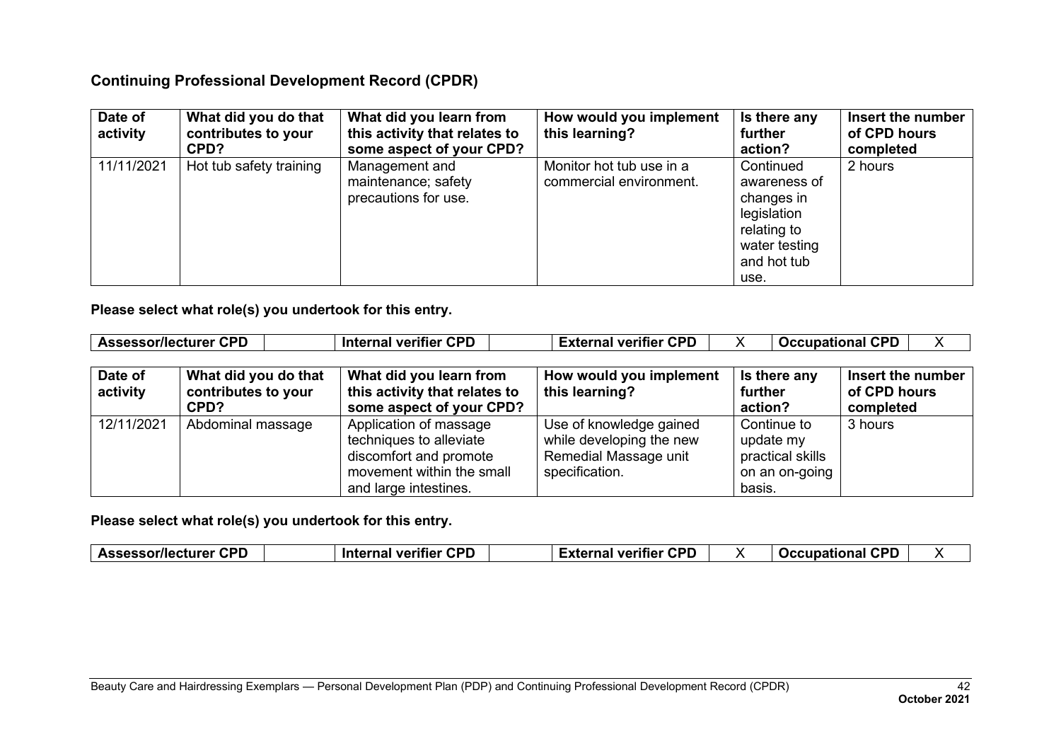## Continuing Professional Development Record (CPDR)

| Date of activity | What did you do that contributes to your CPD? | What did you learn from this activity that relates to some aspect of your CPD? | How would you implement this learning? | Is there any further action? | Insert the number of CPD hours completed |
|---|---|---|---|---|---|
| 11/11/2021 | Hot tub safety training | Management and maintenance; safety precautions for use. | Monitor hot tub use in a commercial environment. | Continued awareness of changes in legislation relating to water testing and hot tub use. | 2 hours |

**Please select what role(s) you undertook for this entry.**

| Assessor/lecturer CPD | | Internal verifier CPD | | External verifier CPD | X | Occupational CPD | X |
|---|---|---|---|---|---|---|---|

| Date of activity | What did you do that contributes to your CPD? | What did you learn from this activity that relates to some aspect of your CPD? | How would you implement this learning? | Is there any further action? | Insert the number of CPD hours completed |
|---|---|---|---|---|---|
| 12/11/2021 | Abdominal massage | Application of massage techniques to alleviate discomfort and promote movement within the small and large intestines. | Use of knowledge gained while developing the new Remedial Massage unit specification. | Continue to update my practical skills on an on-going basis. | 3 hours |

**Please select what role(s) you undertook for this entry.**

| Assessor/lecturer CPD | | Internal verifier CPD | | External verifier CPD | X | Occupational CPD | X |
|---|---|---|---|---|---|---|---|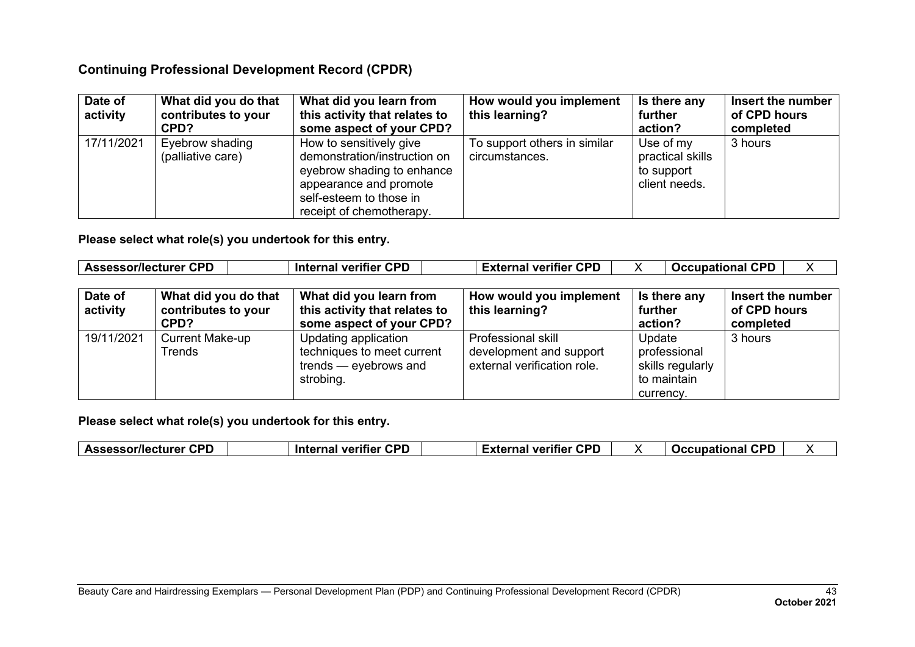## Continuing Professional Development Record (CPDR)

| Date of activity | What did you do that contributes to your CPD? | What did you learn from this activity that relates to some aspect of your CPD? | How would you implement this learning? | Is there any further action? | Insert the number of CPD hours completed |
|---|---|---|---|---|---|
| 17/11/2021 | Eyebrow shading (palliative care) | How to sensitively give demonstration/instruction on eyebrow shading to enhance appearance and promote self-esteem to those in receipt of chemotherapy. | To support others in similar circumstances. | Use of my practical skills to support client needs. | 3 hours |

**Please select what role(s) you undertook for this entry.**

| Assessor/lecturer CPD | | Internal verifier CPD | | External verifier CPD | X | Occupational CPD | X |
|---|---|---|---|---|---|---|---|

| Date of activity | What did you do that contributes to your CPD? | What did you learn from this activity that relates to some aspect of your CPD? | How would you implement this learning? | Is there any further action? | Insert the number of CPD hours completed |
|---|---|---|---|---|---|
| 19/11/2021 | Current Make-up Trends | Updating application techniques to meet current trends — eyebrows and strobing. | Professional skill development and support external verification role. | Update professional skills regularly to maintain currency. | 3 hours |

**Please select what role(s) you undertook for this entry.**

| Assessor/lecturer CPD | | Internal verifier CPD | | External verifier CPD | X | Occupational CPD | X |
|---|---|---|---|---|---|---|---|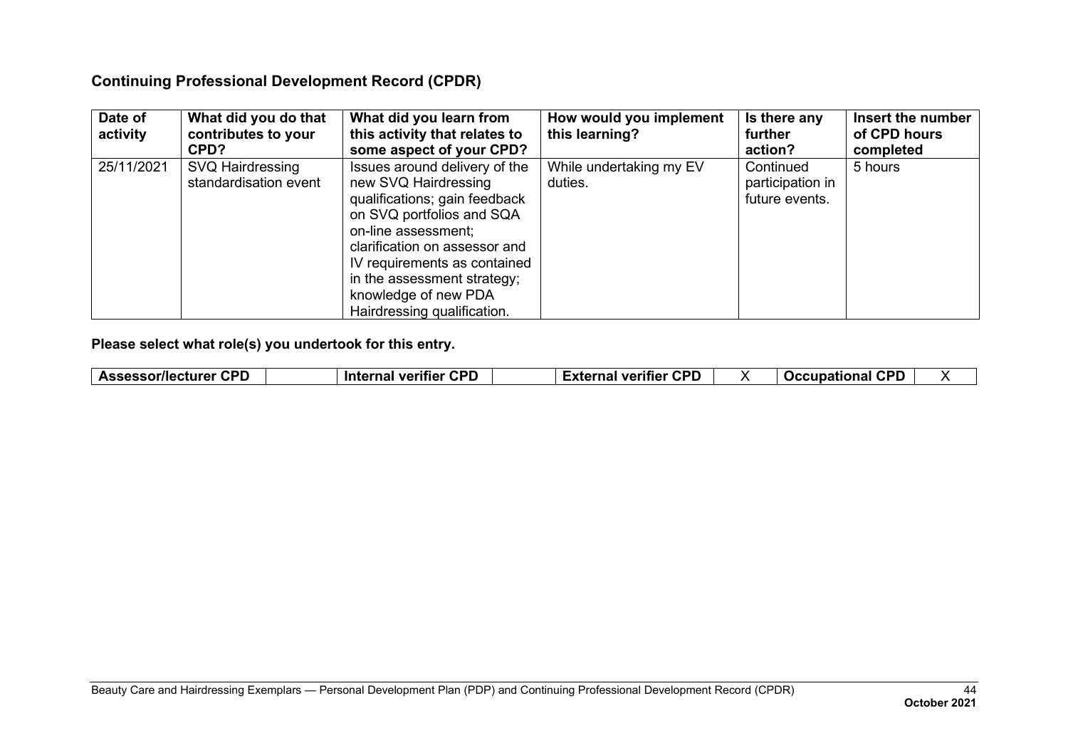## Continuing Professional Development Record (CPDR)

| Date of activity | What did you do that contributes to your CPD? | What did you learn from this activity that relates to some aspect of your CPD? | How would you implement this learning? | Is there any further action? | Insert the number of CPD hours completed |
|---|---|---|---|---|---|
| 25/11/2021 | SVQ Hairdressing standardisation event | Issues around delivery of the new SVQ Hairdressing qualifications; gain feedback on SVQ portfolios and SQA on-line assessment; clarification on assessor and IV requirements as contained in the assessment strategy; knowledge of new PDA Hairdressing qualification. | While undertaking my EV duties. | Continued participation in future events. | 5 hours |

**Please select what role(s) you undertook for this entry.**

| Assessor/lecturer CPD | | Internal verifier CPD | | External verifier CPD | X | Occupational CPD | X |
|---|---|---|---|---|---|---|---|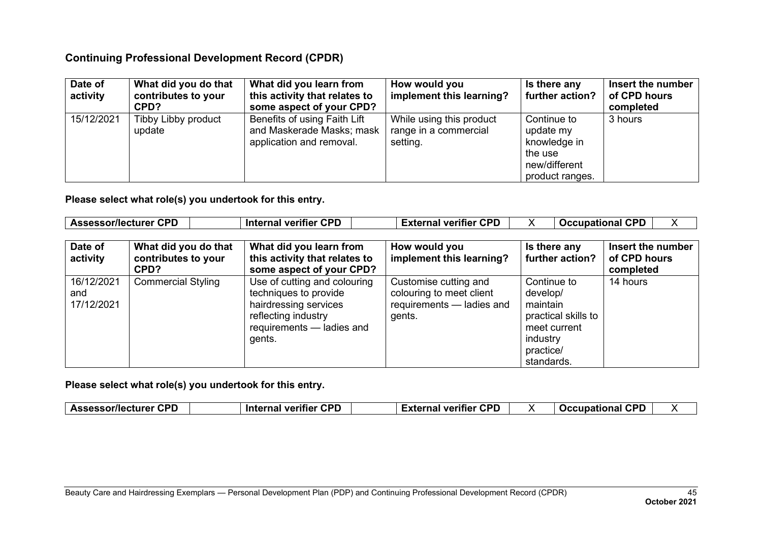## Continuing Professional Development Record (CPDR)

| Date of activity | What did you do that contributes to your CPD? | What did you learn from this activity that relates to some aspect of your CPD? | How would you implement this learning? | Is there any further action? | Insert the number of CPD hours completed |
|---|---|---|---|---|---|
| 15/12/2021 | Tibby Libby product update | Benefits of using Faith Lift and Maskerade Masks; mask application and removal. | While using this product range in a commercial setting. | Continue to update my knowledge in the use new/different product ranges. | 3 hours |

**Please select what role(s) you undertook for this entry.**

| Assessor/lecturer CPD | | Internal verifier CPD | | External verifier CPD | X | Occupational CPD | X |
|---|---|---|---|---|---|---|---|

| Date of activity | What did you do that contributes to your CPD? | What did you learn from this activity that relates to some aspect of your CPD? | How would you implement this learning? | Is there any further action? | Insert the number of CPD hours completed |
|---|---|---|---|---|---|
| 16/12/2021 and 17/12/2021 | Commercial Styling | Use of cutting and colouring techniques to provide hairdressing services reflecting industry requirements — ladies and gents. | Customise cutting and colouring to meet client requirements — ladies and gents. | Continue to develop/ maintain practical skills to meet current industry practice/ standards. | 14 hours |

**Please select what role(s) you undertook for this entry.**

| Assessor/lecturer CPD | | Internal verifier CPD | | External verifier CPD | X | Occupational CPD | X |
|---|---|---|---|---|---|---|---|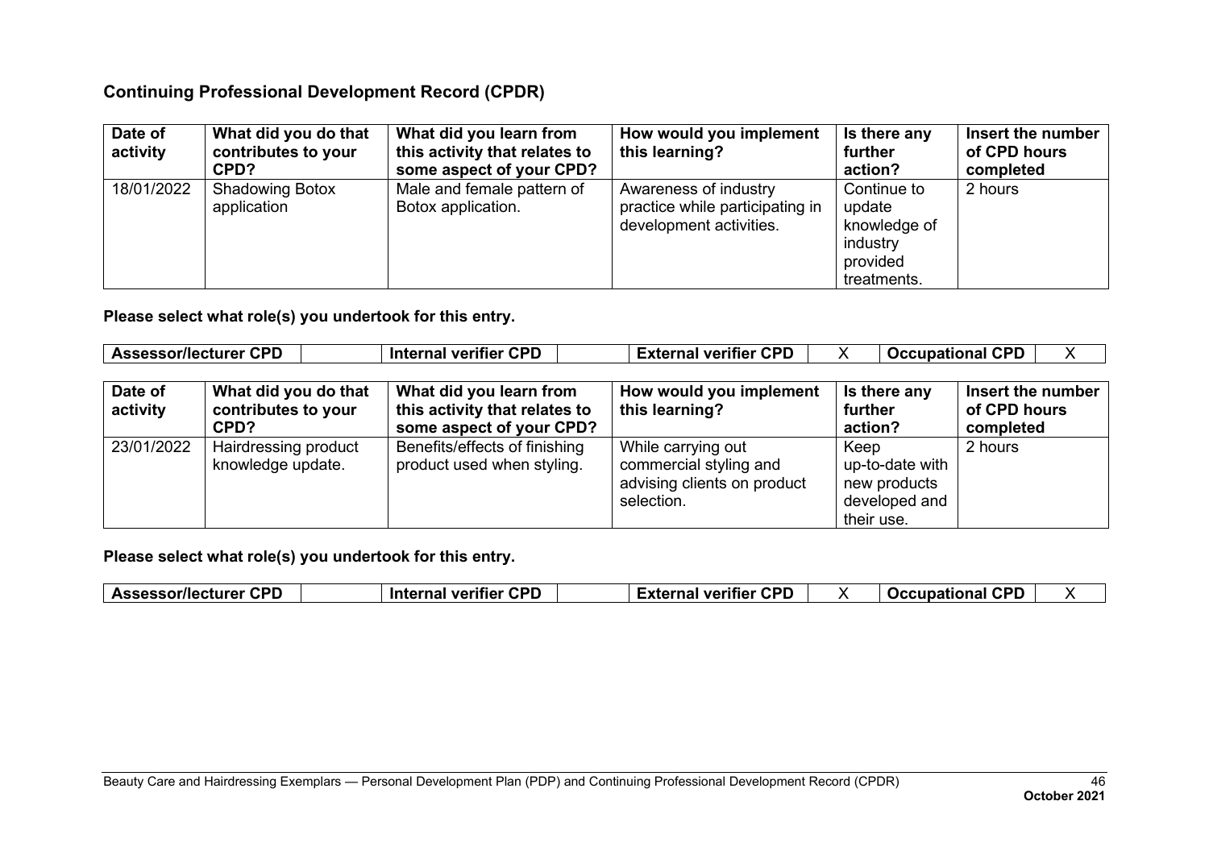## Continuing Professional Development Record (CPDR)

| Date of activity | What did you do that contributes to your CPD? | What did you learn from this activity that relates to some aspect of your CPD? | How would you implement this learning? | Is there any further action? | Insert the number of CPD hours completed |
|---|---|---|---|---|---|
| 18/01/2022 | Shadowing Botox application | Male and female pattern of Botox application. | Awareness of industry practice while participating in development activities. | Continue to update knowledge of industry provided treatments. | 2 hours |

**Please select what role(s) you undertook for this entry.**

| Assessor/lecturer CPD | | Internal verifier CPD | | External verifier CPD | X | Occupational CPD | X |
|---|---|---|---|---|---|---|---|

| Date of activity | What did you do that contributes to your CPD? | What did you learn from this activity that relates to some aspect of your CPD? | How would you implement this learning? | Is there any further action? | Insert the number of CPD hours completed |
|---|---|---|---|---|---|
| 23/01/2022 | Hairdressing product knowledge update. | Benefits/effects of finishing product used when styling. | While carrying out commercial styling and advising clients on product selection. | Keep up-to-date with new products developed and their use. | 2 hours |

**Please select what role(s) you undertook for this entry.**

| Assessor/lecturer CPD | | Internal verifier CPD | | External verifier CPD | X | Occupational CPD | X |
|---|---|---|---|---|---|---|---|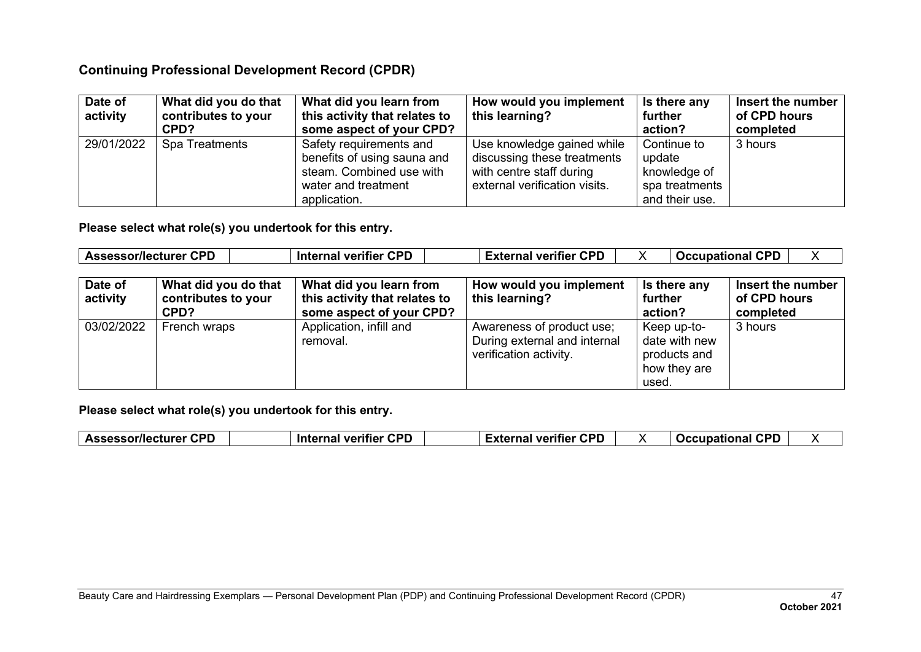## Continuing Professional Development Record (CPDR)

| Date of activity | What did you do that contributes to your CPD? | What did you learn from this activity that relates to some aspect of your CPD? | How would you implement this learning? | Is there any further action? | Insert the number of CPD hours completed |
|---|---|---|---|---|---|
| 29/01/2022 | Spa Treatments | Safety requirements and benefits of using sauna and steam. Combined use with water and treatment application. | Use knowledge gained while discussing these treatments with centre staff during external verification visits. | Continue to update knowledge of spa treatments and their use. | 3 hours |

**Please select what role(s) you undertook for this entry.**

| Assessor/lecturer CPD | | Internal verifier CPD | | External verifier CPD | X | Occupational CPD | X |
|---|---|---|---|---|---|---|---|

| Date of activity | What did you do that contributes to your CPD? | What did you learn from this activity that relates to some aspect of your CPD? | How would you implement this learning? | Is there any further action? | Insert the number of CPD hours completed |
|---|---|---|---|---|---|
| 03/02/2022 | French wraps | Application, infill and removal. | Awareness of product use; During external and internal verification activity. | Keep up-to-date with new products and how they are used. | 3 hours |

**Please select what role(s) you undertook for this entry.**

| Assessor/lecturer CPD | | Internal verifier CPD | | External verifier CPD | X | Occupational CPD | X |
|---|---|---|---|---|---|---|---|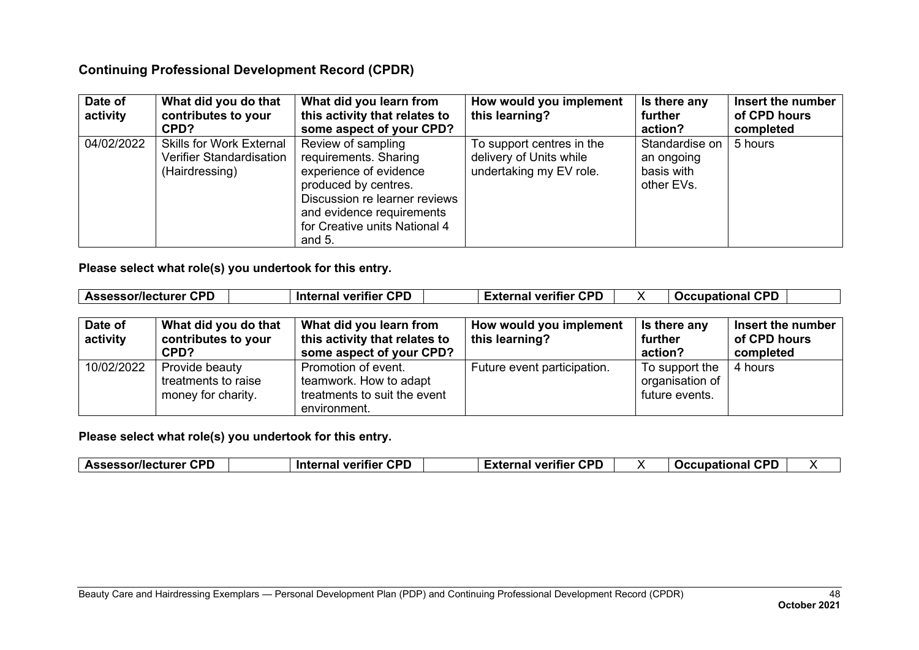## Continuing Professional Development Record (CPDR)

| Date of activity | What did you do that contributes to your CPD? | What did you learn from this activity that relates to some aspect of your CPD? | How would you implement this learning? | Is there any further action? | Insert the number of CPD hours completed |
|---|---|---|---|---|---|
| 04/02/2022 | Skills for Work External Verifier Standardisation (Hairdressing) | Review of sampling requirements. Sharing experience of evidence produced by centres. Discussion re learner reviews and evidence requirements for Creative units National 4 and 5. | To support centres in the delivery of Units while undertaking my EV role. | Standardise on an ongoing basis with other EVs. | 5 hours |

**Please select what role(s) you undertook for this entry.**

| Assessor/lecturer CPD | | Internal verifier CPD | | External verifier CPD | X | Occupational CPD | |
|---|---|---|---|---|---|---|---|

| Date of activity | What did you do that contributes to your CPD? | What did you learn from this activity that relates to some aspect of your CPD? | How would you implement this learning? | Is there any further action? | Insert the number of CPD hours completed |
|---|---|---|---|---|---|
| 10/02/2022 | Provide beauty treatments to raise money for charity. | Promotion of event. teamwork. How to adapt treatments to suit the event environment. | Future event participation. | To support the organisation of future events. | 4 hours |

**Please select what role(s) you undertook for this entry.**

| Assessor/lecturer CPD | | Internal verifier CPD | | External verifier CPD | X | Occupational CPD | X |
|---|---|---|---|---|---|---|---|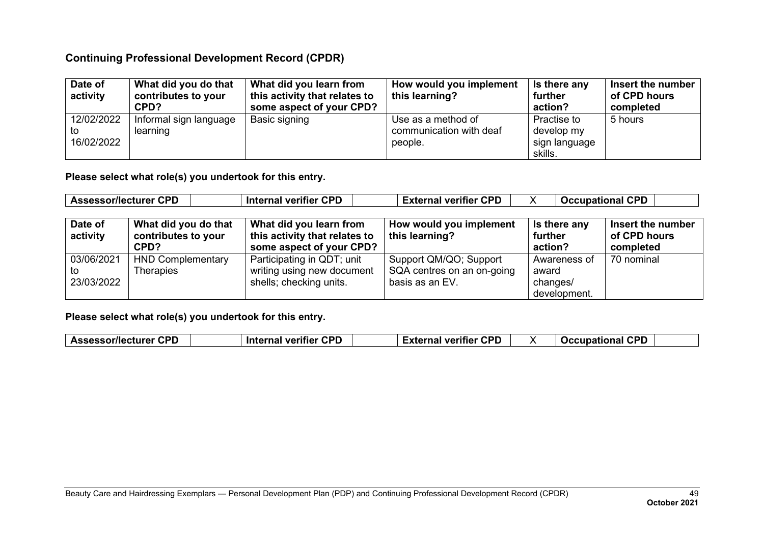## Continuing Professional Development Record (CPDR)

| Date of activity | What did you do that contributes to your CPD? | What did you learn from this activity that relates to some aspect of your CPD? | How would you implement this learning? | Is there any further action? | Insert the number of CPD hours completed |
|---|---|---|---|---|---|
| 12/02/2022 to 16/02/2022 | Informal sign language learning | Basic signing | Use as a method of communication with deaf people. | Practise to develop my sign language skills. | 5 hours |

**Please select what role(s) you undertook for this entry.**

| Assessor/lecturer CPD | | Internal verifier CPD | | External verifier CPD | X | Occupational CPD | |
|---|---|---|---|---|---|---|---|

| Date of activity | What did you do that contributes to your CPD? | What did you learn from this activity that relates to some aspect of your CPD? | How would you implement this learning? | Is there any further action? | Insert the number of CPD hours completed |
|---|---|---|---|---|---|
| 03/06/2021 to 23/03/2022 | HND Complementary Therapies | Participating in QDT; unit writing using new document shells; checking units. | Support QM/QO; Support SQA centres on an on-going basis as an EV. | Awareness of award changes/ development. | 70 nominal |

**Please select what role(s) you undertook for this entry.**

| Assessor/lecturer CPD | | Internal verifier CPD | | External verifier CPD | X | Occupational CPD | |
|---|---|---|---|---|---|---|---|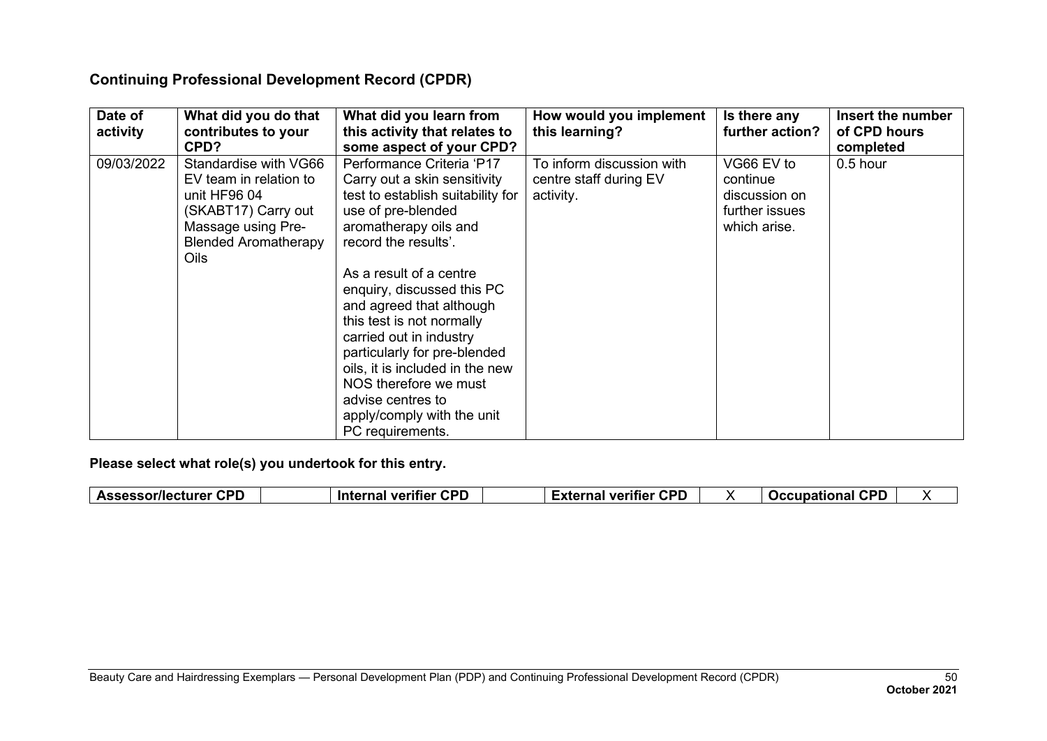## Continuing Professional Development Record (CPDR)

| Date of activity | What did you do that contributes to your CPD? | What did you learn from this activity that relates to some aspect of your CPD? | How would you implement this learning? | Is there any further action? | Insert the number of CPD hours completed |
|---|---|---|---|---|---|
| 09/03/2022 | Standardise with VG66 EV team in relation to unit HF96 04 (SKABT17) Carry out Massage using Pre-Blended Aromatherapy Oils | Performance Criteria 'P17 Carry out a skin sensitivity test to establish suitability for use of pre-blended aromatherapy oils and record the results'.<br><br>As a result of a centre enquiry, discussed this PC and agreed that although this test is not normally carried out in industry particularly for pre-blended oils, it is included in the new NOS therefore we must advise centres to apply/comply with the unit PC requirements. | To inform discussion with centre staff during EV activity. | VG66 EV to continue discussion on further issues which arise. | 0.5 hour |

**Please select what role(s) you undertook for this entry.**

| Assessor/lecturer CPD | | Internal verifier CPD | | External verifier CPD | X | Occupational CPD | X |
|---|---|---|---|---|---|---|---|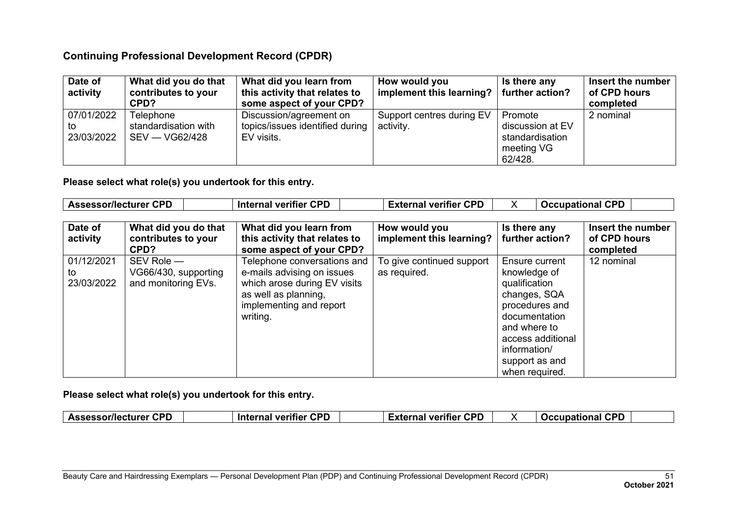## Continuing Professional Development Record (CPDR)

| Date of activity | What did you do that contributes to your CPD? | What did you learn from this activity that relates to some aspect of your CPD? | How would you implement this learning? | Is there any further action? | Insert the number of CPD hours completed |
|---|---|---|---|---|---|
| 07/01/2022 to 23/03/2022 | Telephone standardisation with SEV — VG62/428 | Discussion/agreement on topics/issues identified during EV visits. | Support centres during EV activity. | Promote discussion at EV standardisation meeting VG 62/428. | 2 nominal |

**Please select what role(s) you undertook for this entry.**

| Assessor/lecturer CPD | | Internal verifier CPD | | External verifier CPD | X | Occupational CPD | |
|---|---|---|---|---|---|---|---|

| Date of activity | What did you do that contributes to your CPD? | What did you learn from this activity that relates to some aspect of your CPD? | How would you implement this learning? | Is there any further action? | Insert the number of CPD hours completed |
|---|---|---|---|---|---|
| 01/12/2021 to 23/03/2022 | SEV Role — VG66/430, supporting and monitoring EVs. | Telephone conversations and e-mails advising on issues which arose during EV visits as well as planning, implementing and report writing. | To give continued support as required. | Ensure current knowledge of qualification changes, SQA procedures and documentation and where to access additional information/ support as and when required. | 12 nominal |

**Please select what role(s) you undertook for this entry.**

| Assessor/lecturer CPD | | Internal verifier CPD | | External verifier CPD | X | Occupational CPD | |
|---|---|---|---|---|---|---|---|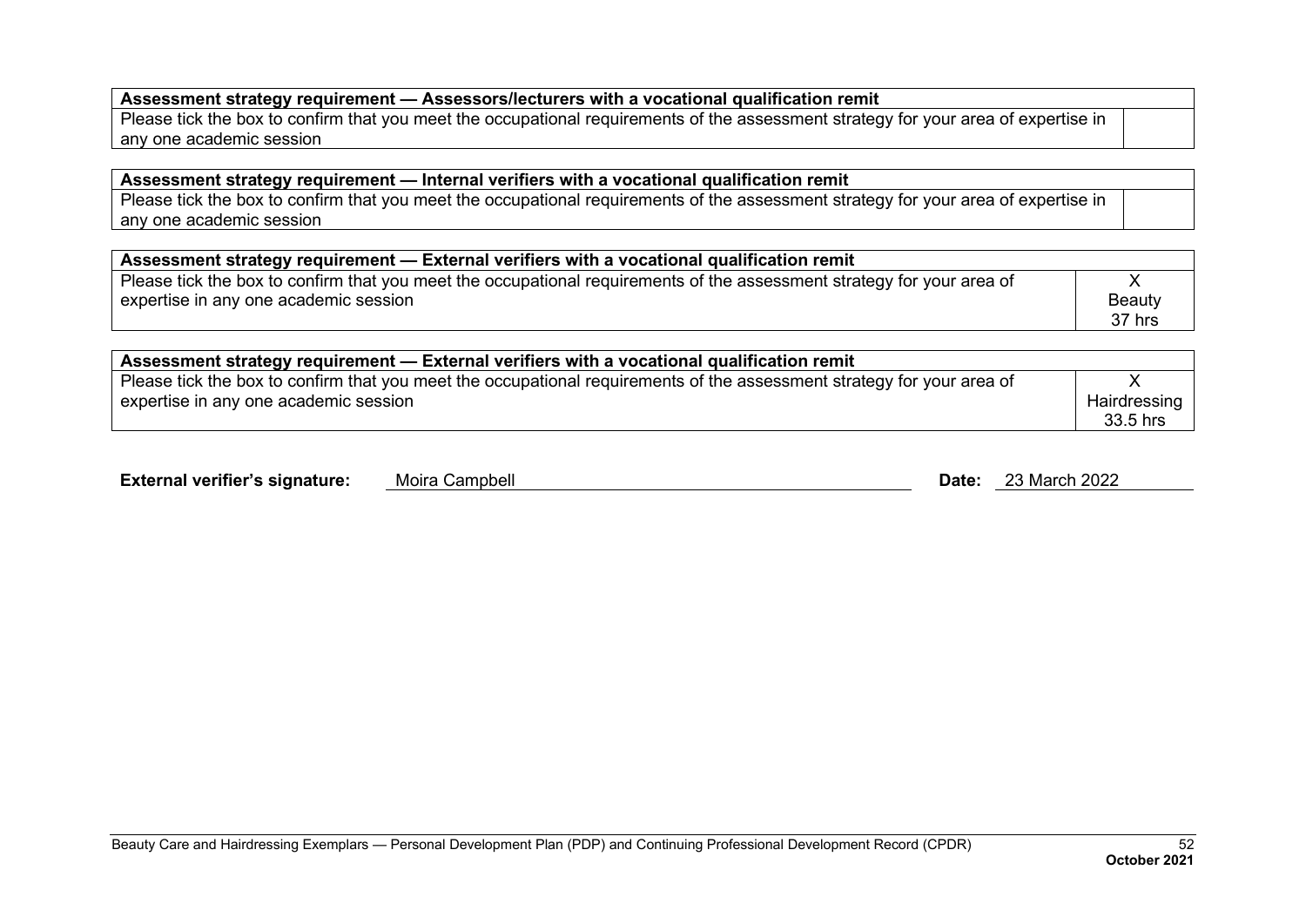| Assessment strategy requirement — Assessors/lecturers with a vocational qualification remit | |
|---|---|
| Please tick the box to confirm that you meet the occupational requirements of the assessment strategy for your area of expertise in any one academic session | |

| Assessment strategy requirement — Internal verifiers with a vocational qualification remit | |
|---|---|
| Please tick the box to confirm that you meet the occupational requirements of the assessment strategy for your area of expertise in any one academic session | |

| Assessment strategy requirement — External verifiers with a vocational qualification remit | |
|---|---|
| Please tick the box to confirm that you meet the occupational requirements of the assessment strategy for your area of expertise in any one academic session | X Beauty 37 hrs |

| Assessment strategy requirement — External verifiers with a vocational qualification remit | |
|---|---|
| Please tick the box to confirm that you meet the occupational requirements of the assessment strategy for your area of expertise in any one academic session | X Hairdressing 33.5 hrs |

**External verifier's signature:** Moira Campbell **Date:** 23 March 2022